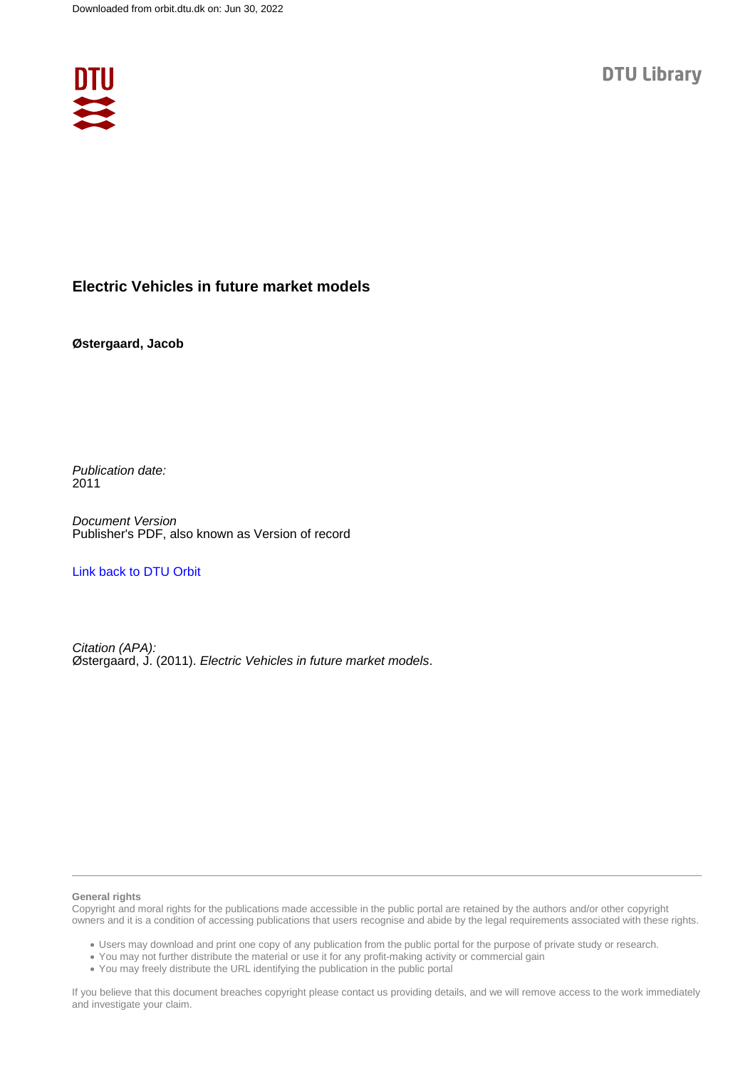Downloaded from orbit.dtu.dk on: Jun 30, 2022

DTU Library

# Electric Vehicles in future market models

**Østergaard, Jacob**

*Publication date:*
2011

*Document Version*
Publisher's PDF, also known as Version of record

Link back to DTU Orbit

*Citation (APA):*
Østergaard, J. (2011). *Electric Vehicles in future market models*.

**General rights**

Copyright and moral rights for the publications made accessible in the public portal are retained by the authors and/or other copyright owners and it is a condition of accessing publications that users recognise and abide by the legal requirements associated with these rights.

- Users may download and print one copy of any publication from the public portal for the purpose of private study or research.
- You may not further distribute the material or use it for any profit-making activity or commercial gain
- You may freely distribute the URL identifying the publication in the public portal

If you believe that this document breaches copyright please contact us providing details, and we will remove access to the work immediately and investigate your claim.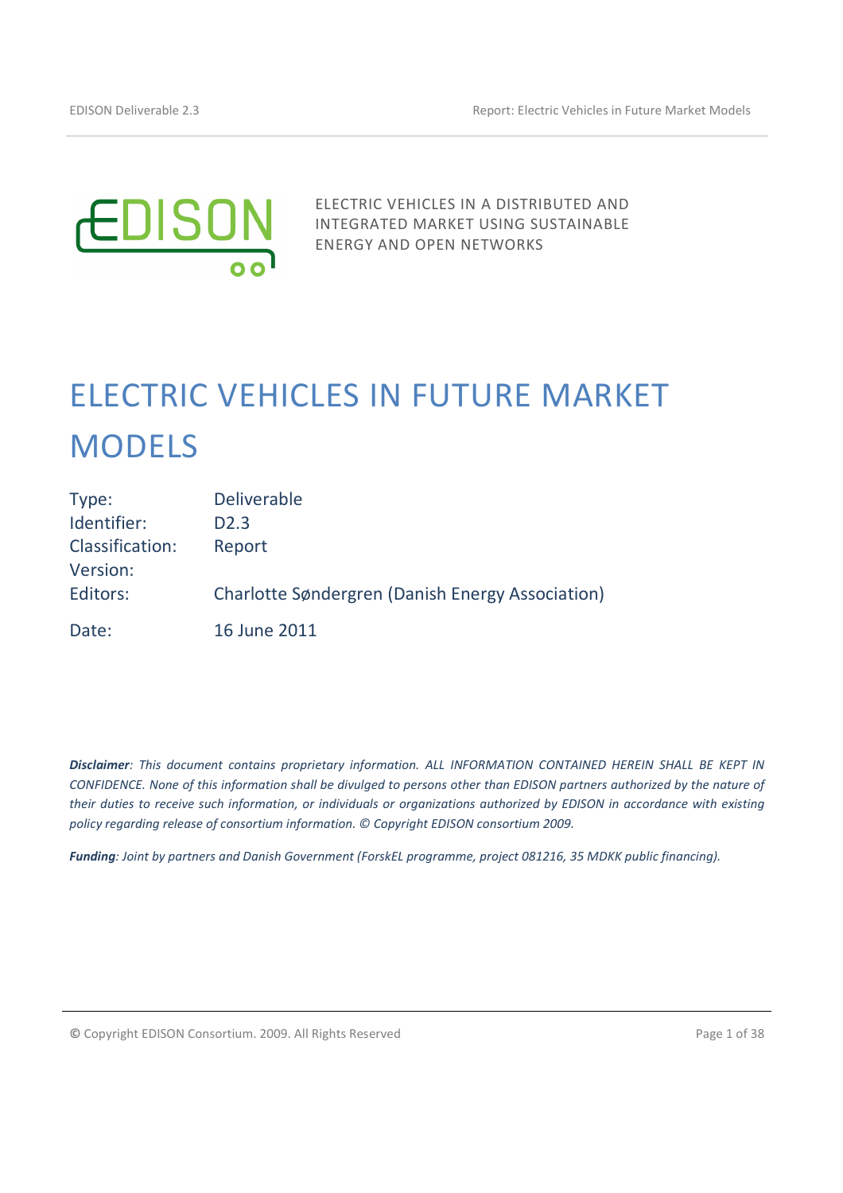EDISON

ELECTRIC VEHICLES IN A DISTRIBUTED AND INTEGRATED MARKET USING SUSTAINABLE ENERGY AND OPEN NETWORKS

# ELECTRIC VEHICLES IN FUTURE MARKET MODELS

| | |
|---|---|
| Type: | Deliverable |
| Identifier: | D2.3 |
| Classification: | Report |
| Version: | |
| Editors: | Charlotte Søndergren (Danish Energy Association) |
| Date: | 16 June 2011 |

***Disclaimer**: This document contains proprietary information. ALL INFORMATION CONTAINED HEREIN SHALL BE KEPT IN CONFIDENCE. None of this information shall be divulged to persons other than EDISON partners authorized by the nature of their duties to receive such information, or individuals or organizations authorized by EDISON in accordance with existing policy regarding release of consortium information. © Copyright EDISON consortium 2009.*

***Funding**: Joint by partners and Danish Government (ForskEL programme, project 081216, 35 MDKK public financing).*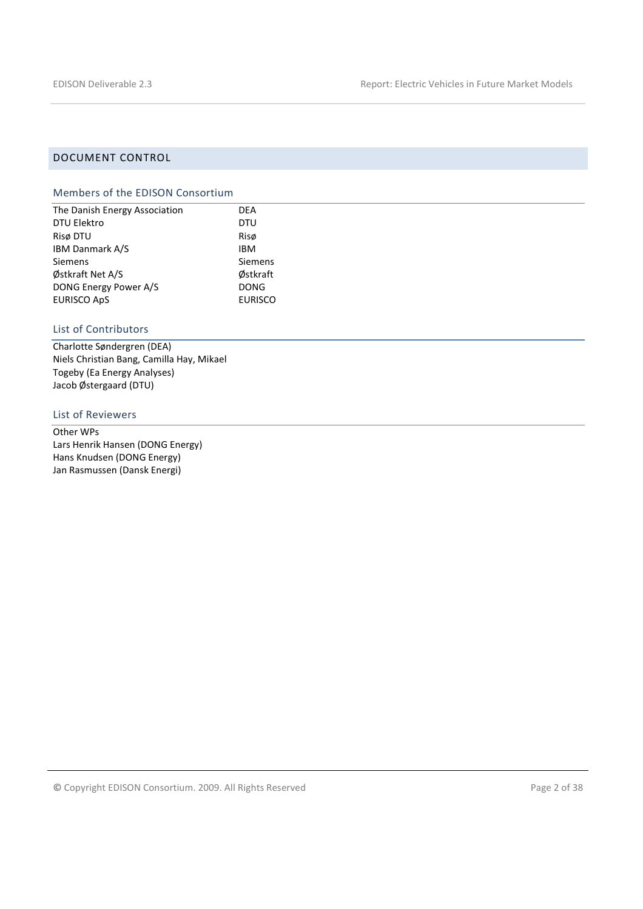## DOCUMENT CONTROL

### Members of the EDISON Consortium

| | |
|---|---|
| The Danish Energy Association | DEA |
| DTU Elektro | DTU |
| Risø DTU | Risø |
| IBM Danmark A/S | IBM |
| Siemens | Siemens |
| Østkraft Net A/S | Østkraft |
| DONG Energy Power A/S | DONG |
| EURISCO ApS | EURISCO |

### List of Contributors

Charlotte Søndergren (DEA)
Niels Christian Bang, Camilla Hay, Mikael Togeby (Ea Energy Analyses)
Jacob Østergaard (DTU)

### List of Reviewers

Other WPs
Lars Henrik Hansen (DONG Energy)
Hans Knudsen (DONG Energy)
Jan Rasmussen (Dansk Energi)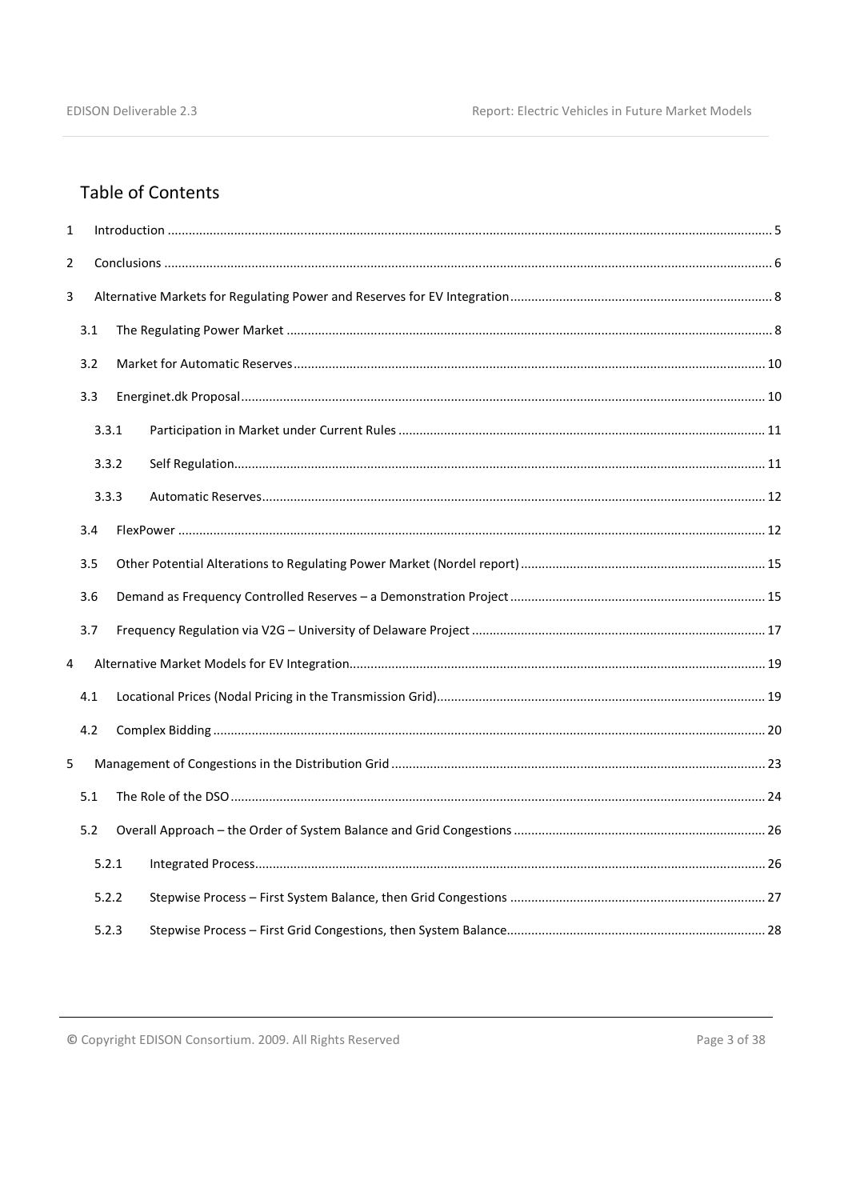## Table of Contents

1 Introduction ........................................................................................................................................................ 5

2 Conclusions ......................................................................................................................................................... 6

3 Alternative Markets for Regulating Power and Reserves for EV Integration ......................................................... 8

3.1 The Regulating Power Market ......................................................................................................................... 8

3.2 Market for Automatic Reserves ...................................................................................................................... 10

3.3 Energinet.dk Proposal .................................................................................................................................... 10

3.3.1 Participation in Market under Current Rules ............................................................................................... 11

3.3.2 Self Regulation ............................................................................................................................................ 11

3.3.3 Automatic Reserves ..................................................................................................................................... 12

3.4 FlexPower ...................................................................................................................................................... 12

3.5 Other Potential Alterations to Regulating Power Market (Nordel report) ..................................................... 15

3.6 Demand as Frequency Controlled Reserves – a Demonstration Project ........................................................ 15

3.7 Frequency Regulation via V2G – University of Delaware Project ................................................................... 17

4 Alternative Market Models for EV Integration ..................................................................................................... 19

4.1 Locational Prices (Nodal Pricing in the Transmission Grid) ............................................................................ 19

4.2 Complex Bidding ............................................................................................................................................ 20

5 Management of Congestions in the Distribution Grid .......................................................................................... 23

5.1 The Role of the DSO ....................................................................................................................................... 24

5.2 Overall Approach – the Order of System Balance and Grid Congestions ........................................................ 26

5.2.1 Integrated Process ....................................................................................................................................... 26

5.2.2 Stepwise Process – First System Balance, then Grid Congestions ................................................................ 27

5.2.3 Stepwise Process – First Grid Congestions, then System Balance ................................................................ 28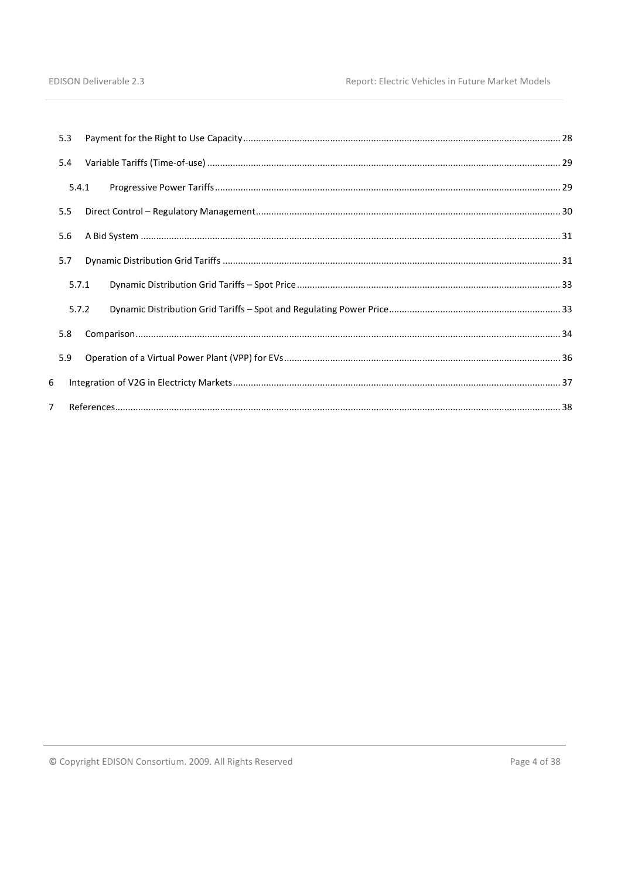5.3 Payment for the Right to Use Capacity ........ 28

5.4 Variable Tariffs (Time-of-use) ........ 29

5.4.1 Progressive Power Tariffs ........ 29

5.5 Direct Control – Regulatory Management ........ 30

5.6 A Bid System ........ 31

5.7 Dynamic Distribution Grid Tariffs ........ 31

5.7.1 Dynamic Distribution Grid Tariffs – Spot Price ........ 33

5.7.2 Dynamic Distribution Grid Tariffs – Spot and Regulating Power Price ........ 33

5.8 Comparison ........ 34

5.9 Operation of a Virtual Power Plant (VPP) for EVs ........ 36

6 Integration of V2G in Electricty Markets ........ 37

7 References ........ 38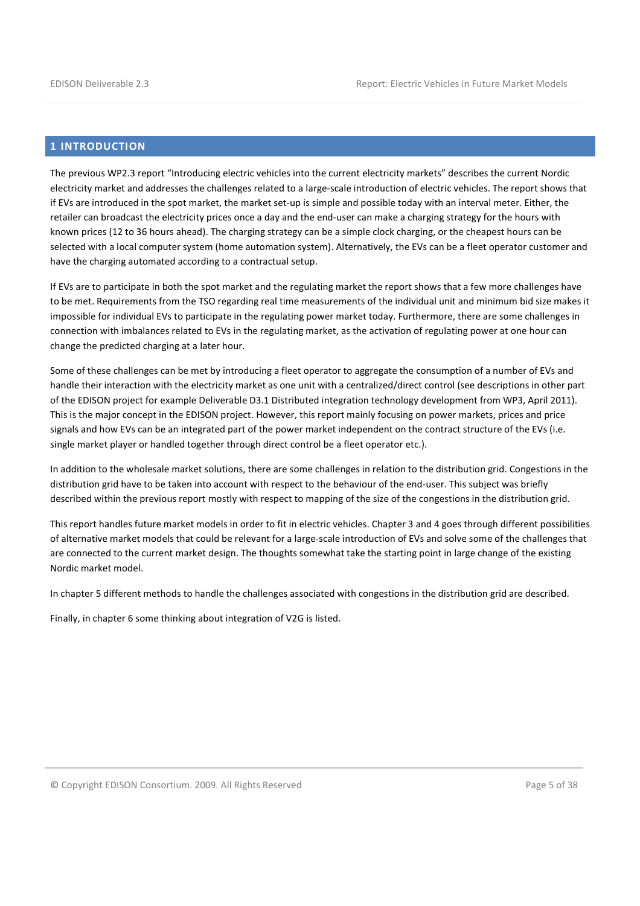# 1 INTRODUCTION

The previous WP2.3 report "Introducing electric vehicles into the current electricity markets" describes the current Nordic electricity market and addresses the challenges related to a large-scale introduction of electric vehicles. The report shows that if EVs are introduced in the spot market, the market set-up is simple and possible today with an interval meter. Either, the retailer can broadcast the electricity prices once a day and the end-user can make a charging strategy for the hours with known prices (12 to 36 hours ahead). The charging strategy can be a simple clock charging, or the cheapest hours can be selected with a local computer system (home automation system). Alternatively, the EVs can be a fleet operator customer and have the charging automated according to a contractual setup.

If EVs are to participate in both the spot market and the regulating market the report shows that a few more challenges have to be met. Requirements from the TSO regarding real time measurements of the individual unit and minimum bid size makes it impossible for individual EVs to participate in the regulating power market today. Furthermore, there are some challenges in connection with imbalances related to EVs in the regulating market, as the activation of regulating power at one hour can change the predicted charging at a later hour.

Some of these challenges can be met by introducing a fleet operator to aggregate the consumption of a number of EVs and handle their interaction with the electricity market as one unit with a centralized/direct control (see descriptions in other part of the EDISON project for example Deliverable D3.1 Distributed integration technology development from WP3, April 2011). This is the major concept in the EDISON project. However, this report mainly focusing on power markets, prices and price signals and how EVs can be an integrated part of the power market independent on the contract structure of the EVs (i.e. single market player or handled together through direct control be a fleet operator etc.).

In addition to the wholesale market solutions, there are some challenges in relation to the distribution grid. Congestions in the distribution grid have to be taken into account with respect to the behaviour of the end-user. This subject was briefly described within the previous report mostly with respect to mapping of the size of the congestions in the distribution grid.

This report handles future market models in order to fit in electric vehicles. Chapter 3 and 4 goes through different possibilities of alternative market models that could be relevant for a large-scale introduction of EVs and solve some of the challenges that are connected to the current market design. The thoughts somewhat take the starting point in large change of the existing Nordic market model.

In chapter 5 different methods to handle the challenges associated with congestions in the distribution grid are described.

Finally, in chapter 6 some thinking about integration of V2G is listed.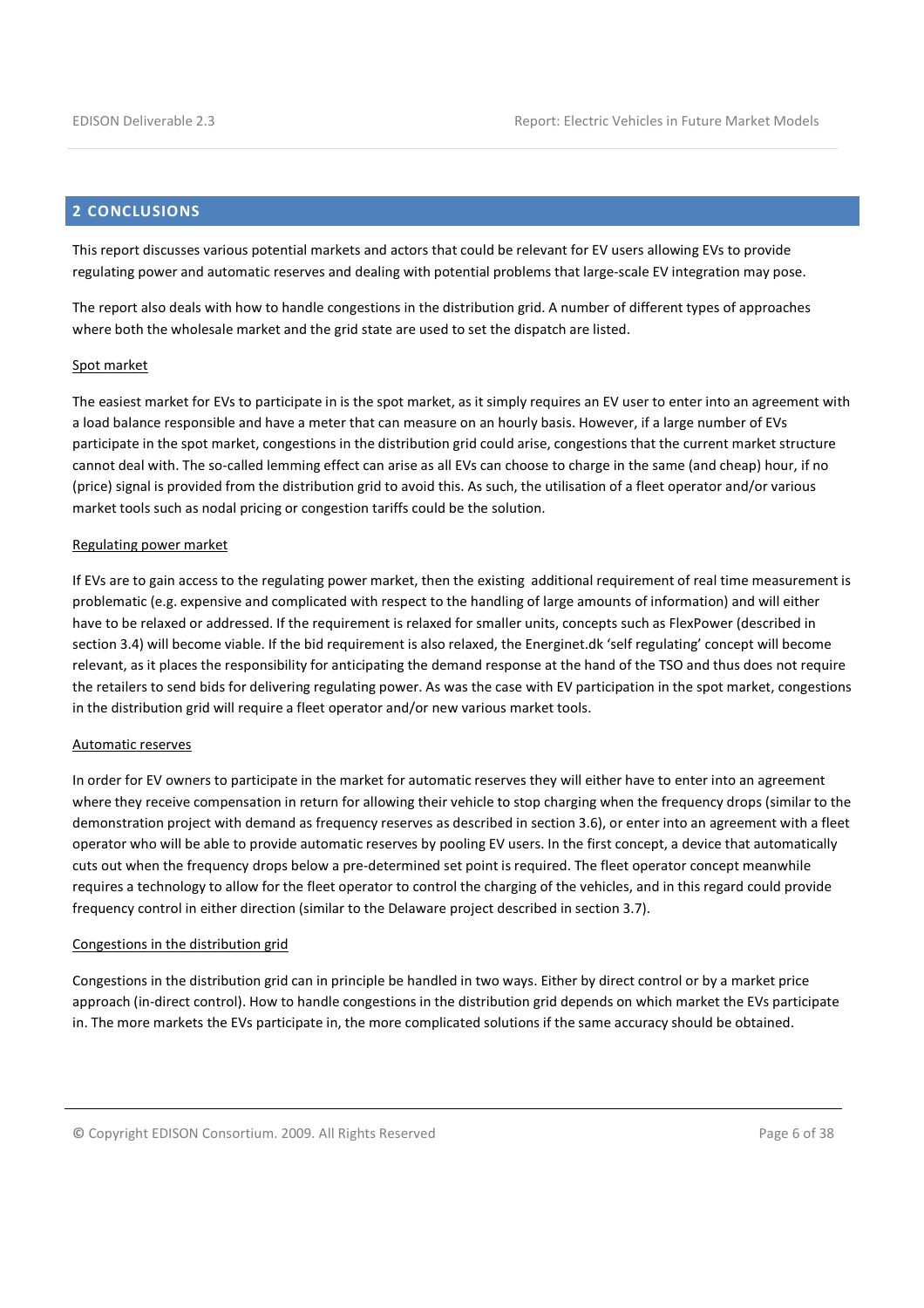## 2 CONCLUSIONS

This report discusses various potential markets and actors that could be relevant for EV users allowing EVs to provide regulating power and automatic reserves and dealing with potential problems that large-scale EV integration may pose.

The report also deals with how to handle congestions in the distribution grid. A number of different types of approaches where both the wholesale market and the grid state are used to set the dispatch are listed.

<u>Spot market</u>

The easiest market for EVs to participate in is the spot market, as it simply requires an EV user to enter into an agreement with a load balance responsible and have a meter that can measure on an hourly basis. However, if a large number of EVs participate in the spot market, congestions in the distribution grid could arise, congestions that the current market structure cannot deal with. The so-called lemming effect can arise as all EVs can choose to charge in the same (and cheap) hour, if no (price) signal is provided from the distribution grid to avoid this. As such, the utilisation of a fleet operator and/or various market tools such as nodal pricing or congestion tariffs could be the solution.

<u>Regulating power market</u>

If EVs are to gain access to the regulating power market, then the existing additional requirement of real time measurement is problematic (e.g. expensive and complicated with respect to the handling of large amounts of information) and will either have to be relaxed or addressed. If the requirement is relaxed for smaller units, concepts such as FlexPower (described in section 3.4) will become viable. If the bid requirement is also relaxed, the Energinet.dk 'self regulating' concept will become relevant, as it places the responsibility for anticipating the demand response at the hand of the TSO and thus does not require the retailers to send bids for delivering regulating power. As was the case with EV participation in the spot market, congestions in the distribution grid will require a fleet operator and/or new various market tools.

<u>Automatic reserves</u>

In order for EV owners to participate in the market for automatic reserves they will either have to enter into an agreement where they receive compensation in return for allowing their vehicle to stop charging when the frequency drops (similar to the demonstration project with demand as frequency reserves as described in section 3.6), or enter into an agreement with a fleet operator who will be able to provide automatic reserves by pooling EV users. In the first concept, a device that automatically cuts out when the frequency drops below a pre-determined set point is required. The fleet operator concept meanwhile requires a technology to allow for the fleet operator to control the charging of the vehicles, and in this regard could provide frequency control in either direction (similar to the Delaware project described in section 3.7).

<u>Congestions in the distribution grid</u>

Congestions in the distribution grid can in principle be handled in two ways. Either by direct control or by a market price approach (in-direct control). How to handle congestions in the distribution grid depends on which market the EVs participate in. The more markets the EVs participate in, the more complicated solutions if the same accuracy should be obtained.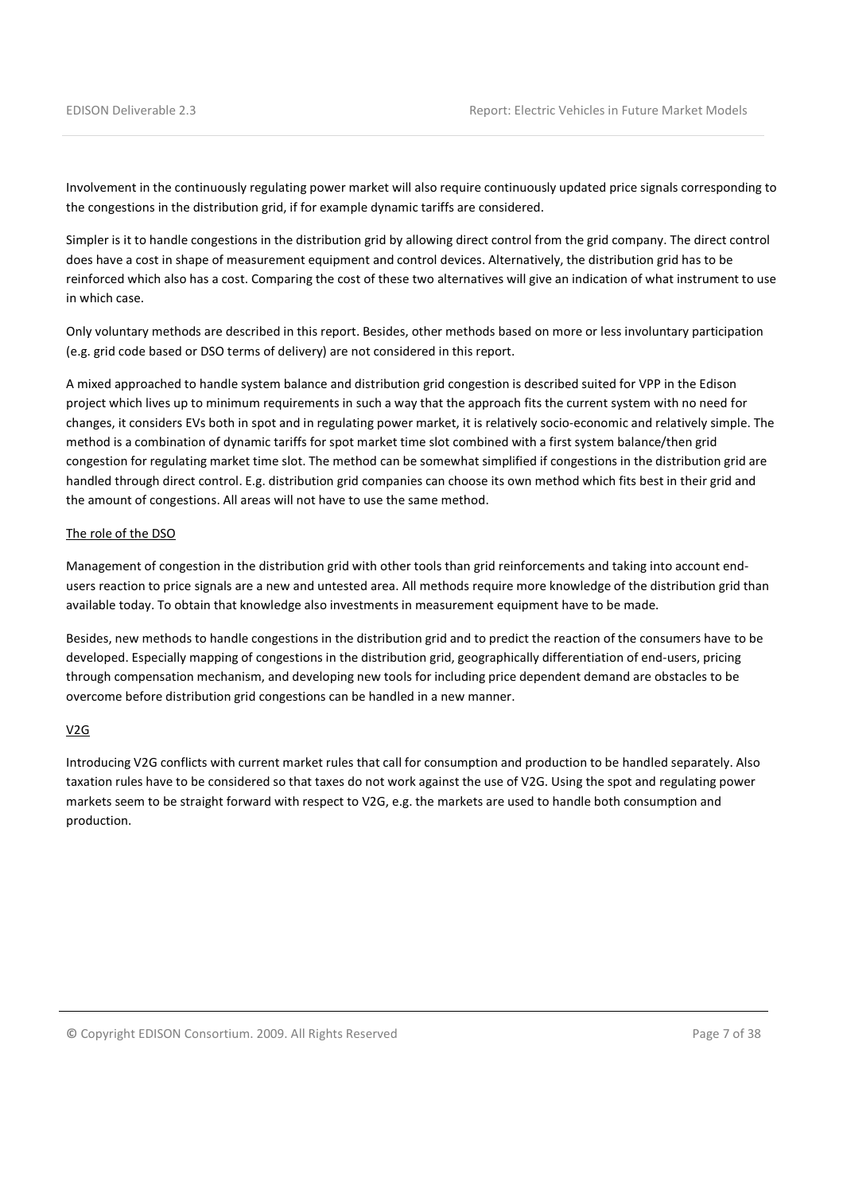Involvement in the continuously regulating power market will also require continuously updated price signals corresponding to the congestions in the distribution grid, if for example dynamic tariffs are considered.

Simpler is it to handle congestions in the distribution grid by allowing direct control from the grid company. The direct control does have a cost in shape of measurement equipment and control devices. Alternatively, the distribution grid has to be reinforced which also has a cost. Comparing the cost of these two alternatives will give an indication of what instrument to use in which case.

Only voluntary methods are described in this report. Besides, other methods based on more or less involuntary participation (e.g. grid code based or DSO terms of delivery) are not considered in this report.

A mixed approached to handle system balance and distribution grid congestion is described suited for VPP in the Edison project which lives up to minimum requirements in such a way that the approach fits the current system with no need for changes, it considers EVs both in spot and in regulating power market, it is relatively socio-economic and relatively simple. The method is a combination of dynamic tariffs for spot market time slot combined with a first system balance/then grid congestion for regulating market time slot. The method can be somewhat simplified if congestions in the distribution grid are handled through direct control. E.g. distribution grid companies can choose its own method which fits best in their grid and the amount of congestions. All areas will not have to use the same method.

<u>The role of the DSO</u>

Management of congestion in the distribution grid with other tools than grid reinforcements and taking into account end-users reaction to price signals are a new and untested area. All methods require more knowledge of the distribution grid than available today. To obtain that knowledge also investments in measurement equipment have to be made.

Besides, new methods to handle congestions in the distribution grid and to predict the reaction of the consumers have to be developed. Especially mapping of congestions in the distribution grid, geographically differentiation of end-users, pricing through compensation mechanism, and developing new tools for including price dependent demand are obstacles to be overcome before distribution grid congestions can be handled in a new manner.

<u>V2G</u>

Introducing V2G conflicts with current market rules that call for consumption and production to be handled separately. Also taxation rules have to be considered so that taxes do not work against the use of V2G. Using the spot and regulating power markets seem to be straight forward with respect to V2G, e.g. the markets are used to handle both consumption and production.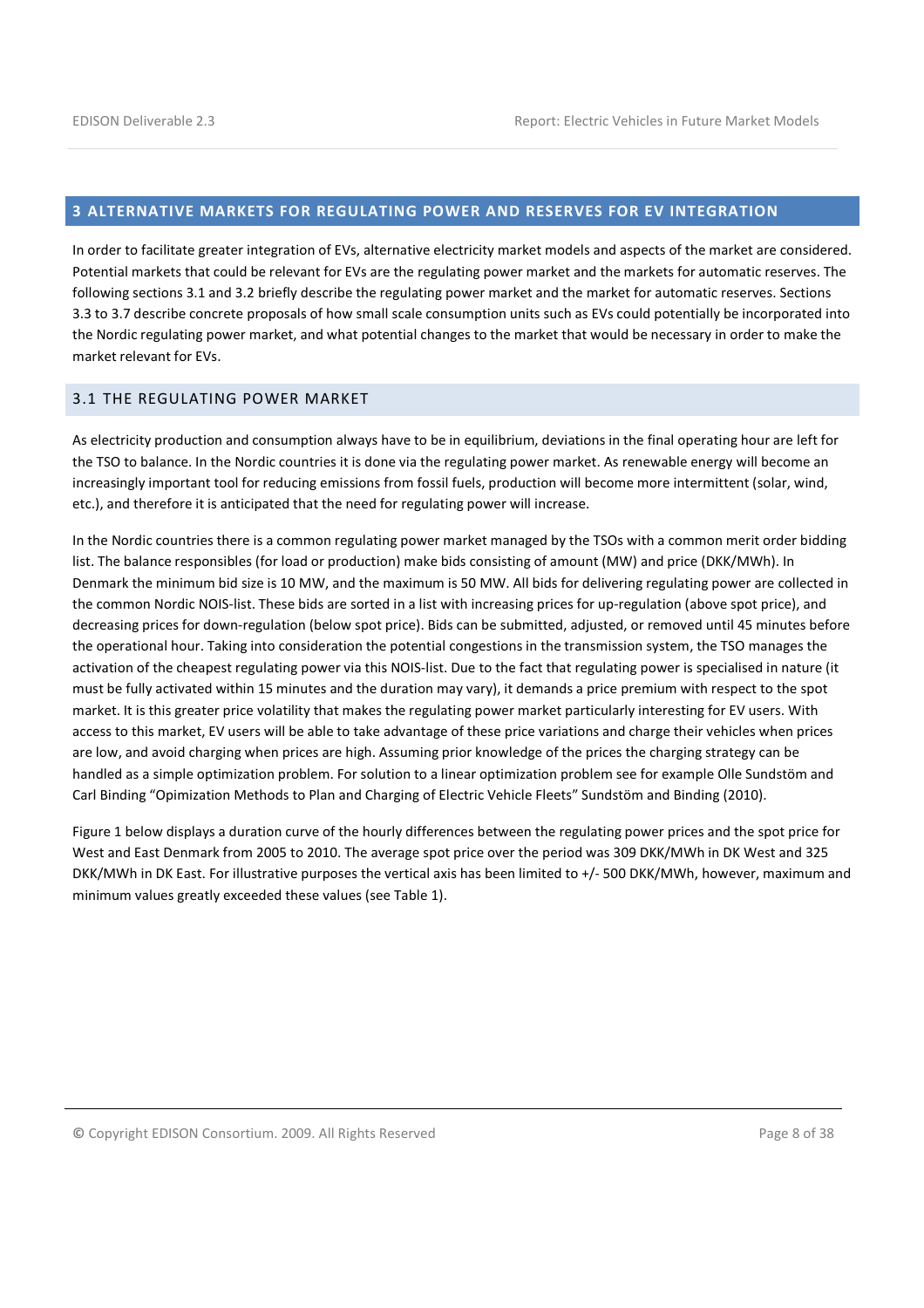# 3 ALTERNATIVE MARKETS FOR REGULATING POWER AND RESERVES FOR EV INTEGRATION

In order to facilitate greater integration of EVs, alternative electricity market models and aspects of the market are considered. Potential markets that could be relevant for EVs are the regulating power market and the markets for automatic reserves. The following sections 3.1 and 3.2 briefly describe the regulating power market and the market for automatic reserves. Sections 3.3 to 3.7 describe concrete proposals of how small scale consumption units such as EVs could potentially be incorporated into the Nordic regulating power market, and what potential changes to the market that would be necessary in order to make the market relevant for EVs.

## 3.1 THE REGULATING POWER MARKET

As electricity production and consumption always have to be in equilibrium, deviations in the final operating hour are left for the TSO to balance. In the Nordic countries it is done via the regulating power market. As renewable energy will become an increasingly important tool for reducing emissions from fossil fuels, production will become more intermittent (solar, wind, etc.), and therefore it is anticipated that the need for regulating power will increase.

In the Nordic countries there is a common regulating power market managed by the TSOs with a common merit order bidding list. The balance responsibles (for load or production) make bids consisting of amount (MW) and price (DKK/MWh). In Denmark the minimum bid size is 10 MW, and the maximum is 50 MW. All bids for delivering regulating power are collected in the common Nordic NOIS-list. These bids are sorted in a list with increasing prices for up-regulation (above spot price), and decreasing prices for down-regulation (below spot price). Bids can be submitted, adjusted, or removed until 45 minutes before the operational hour. Taking into consideration the potential congestions in the transmission system, the TSO manages the activation of the cheapest regulating power via this NOIS-list. Due to the fact that regulating power is specialised in nature (it must be fully activated within 15 minutes and the duration may vary), it demands a price premium with respect to the spot market. It is this greater price volatility that makes the regulating power market particularly interesting for EV users. With access to this market, EV users will be able to take advantage of these price variations and charge their vehicles when prices are low, and avoid charging when prices are high. Assuming prior knowledge of the prices the charging strategy can be handled as a simple optimization problem. For solution to a linear optimization problem see for example Olle Sundstöm and Carl Binding "Opimization Methods to Plan and Charging of Electric Vehicle Fleets" Sundstöm and Binding (2010).

Figure 1 below displays a duration curve of the hourly differences between the regulating power prices and the spot price for West and East Denmark from 2005 to 2010. The average spot price over the period was 309 DKK/MWh in DK West and 325 DKK/MWh in DK East. For illustrative purposes the vertical axis has been limited to +/- 500 DKK/MWh, however, maximum and minimum values greatly exceeded these values (see Table 1).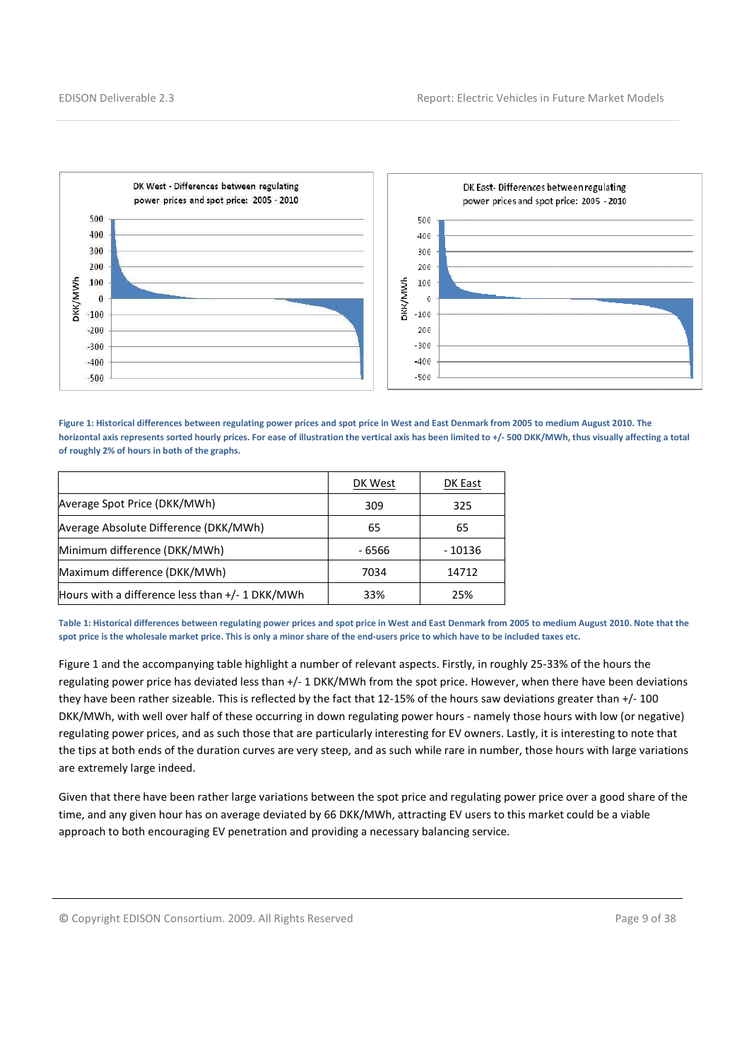**Figure 1: Historical differences between regulating power prices and spot price in West and East Denmark from 2005 to medium August 2010. The horizontal axis represents sorted hourly prices. For ease of illustration the vertical axis has been limited to +/- 500 DKK/MWh, thus visually affecting a total of roughly 2% of hours in both of the graphs.**

| | DK West | DK East |
|---|---|---|
| Average Spot Price (DKK/MWh) | 309 | 325 |
| Average Absolute Difference (DKK/MWh) | 65 | 65 |
| Minimum difference (DKK/MWh) | - 6566 | - 10136 |
| Maximum difference (DKK/MWh) | 7034 | 14712 |
| Hours with a difference less than +/- 1 DKK/MWh | 33% | 25% |

**Table 1: Historical differences between regulating power prices and spot price in West and East Denmark from 2005 to medium August 2010. Note that the spot price is the wholesale market price. This is only a minor share of the end-users price to which have to be included taxes etc.**

Figure 1 and the accompanying table highlight a number of relevant aspects. Firstly, in roughly 25-33% of the hours the regulating power price has deviated less than +/- 1 DKK/MWh from the spot price. However, when there have been deviations they have been rather sizeable. This is reflected by the fact that 12-15% of the hours saw deviations greater than +/- 100 DKK/MWh, with well over half of these occurring in down regulating power hours - namely those hours with low (or negative) regulating power prices, and as such those that are particularly interesting for EV owners. Lastly, it is interesting to note that the tips at both ends of the duration curves are very steep, and as such while rare in number, those hours with large variations are extremely large indeed.

Given that there have been rather large variations between the spot price and regulating power price over a good share of the time, and any given hour has on average deviated by 66 DKK/MWh, attracting EV users to this market could be a viable approach to both encouraging EV penetration and providing a necessary balancing service.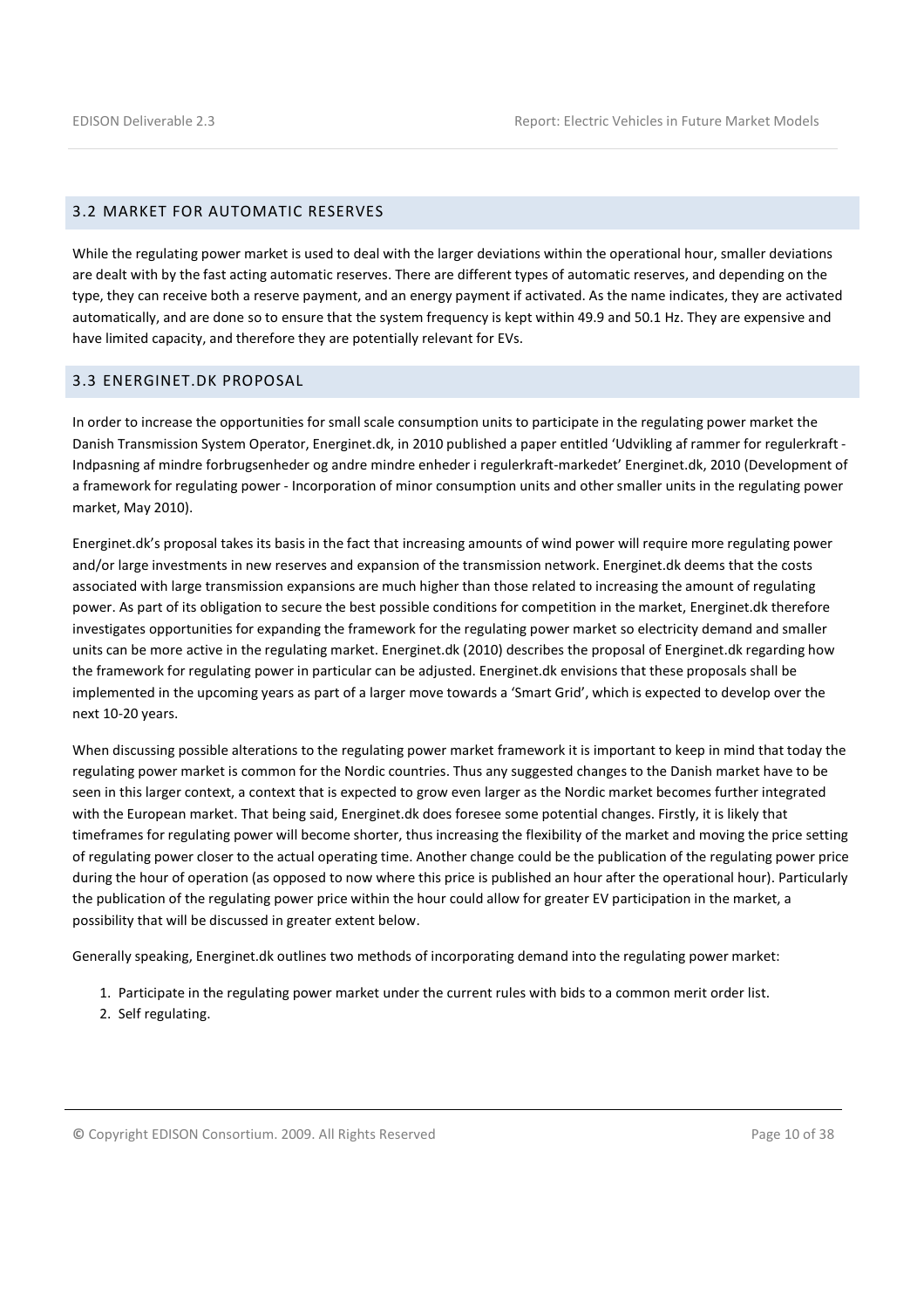## 3.2 MARKET FOR AUTOMATIC RESERVES

While the regulating power market is used to deal with the larger deviations within the operational hour, smaller deviations are dealt with by the fast acting automatic reserves. There are different types of automatic reserves, and depending on the type, they can receive both a reserve payment, and an energy payment if activated. As the name indicates, they are activated automatically, and are done so to ensure that the system frequency is kept within 49.9 and 50.1 Hz. They are expensive and have limited capacity, and therefore they are potentially relevant for EVs.

## 3.3 ENERGINET.DK PROPOSAL

In order to increase the opportunities for small scale consumption units to participate in the regulating power market the Danish Transmission System Operator, Energinet.dk, in 2010 published a paper entitled 'Udvikling af rammer for regulerkraft - Indpasning af mindre forbrugsenheder og andre mindre enheder i regulerkraft-markedet' Energinet.dk, 2010 (Development of a framework for regulating power - Incorporation of minor consumption units and other smaller units in the regulating power market, May 2010).

Energinet.dk's proposal takes its basis in the fact that increasing amounts of wind power will require more regulating power and/or large investments in new reserves and expansion of the transmission network. Energinet.dk deems that the costs associated with large transmission expansions are much higher than those related to increasing the amount of regulating power. As part of its obligation to secure the best possible conditions for competition in the market, Energinet.dk therefore investigates opportunities for expanding the framework for the regulating power market so electricity demand and smaller units can be more active in the regulating market. Energinet.dk (2010) describes the proposal of Energinet.dk regarding how the framework for regulating power in particular can be adjusted. Energinet.dk envisions that these proposals shall be implemented in the upcoming years as part of a larger move towards a 'Smart Grid', which is expected to develop over the next 10-20 years.

When discussing possible alterations to the regulating power market framework it is important to keep in mind that today the regulating power market is common for the Nordic countries. Thus any suggested changes to the Danish market have to be seen in this larger context, a context that is expected to grow even larger as the Nordic market becomes further integrated with the European market. That being said, Energinet.dk does foresee some potential changes. Firstly, it is likely that timeframes for regulating power will become shorter, thus increasing the flexibility of the market and moving the price setting of regulating power closer to the actual operating time. Another change could be the publication of the regulating power price during the hour of operation (as opposed to now where this price is published an hour after the operational hour). Particularly the publication of the regulating power price within the hour could allow for greater EV participation in the market, a possibility that will be discussed in greater extent below.

Generally speaking, Energinet.dk outlines two methods of incorporating demand into the regulating power market:

1. Participate in the regulating power market under the current rules with bids to a common merit order list.
2. Self regulating.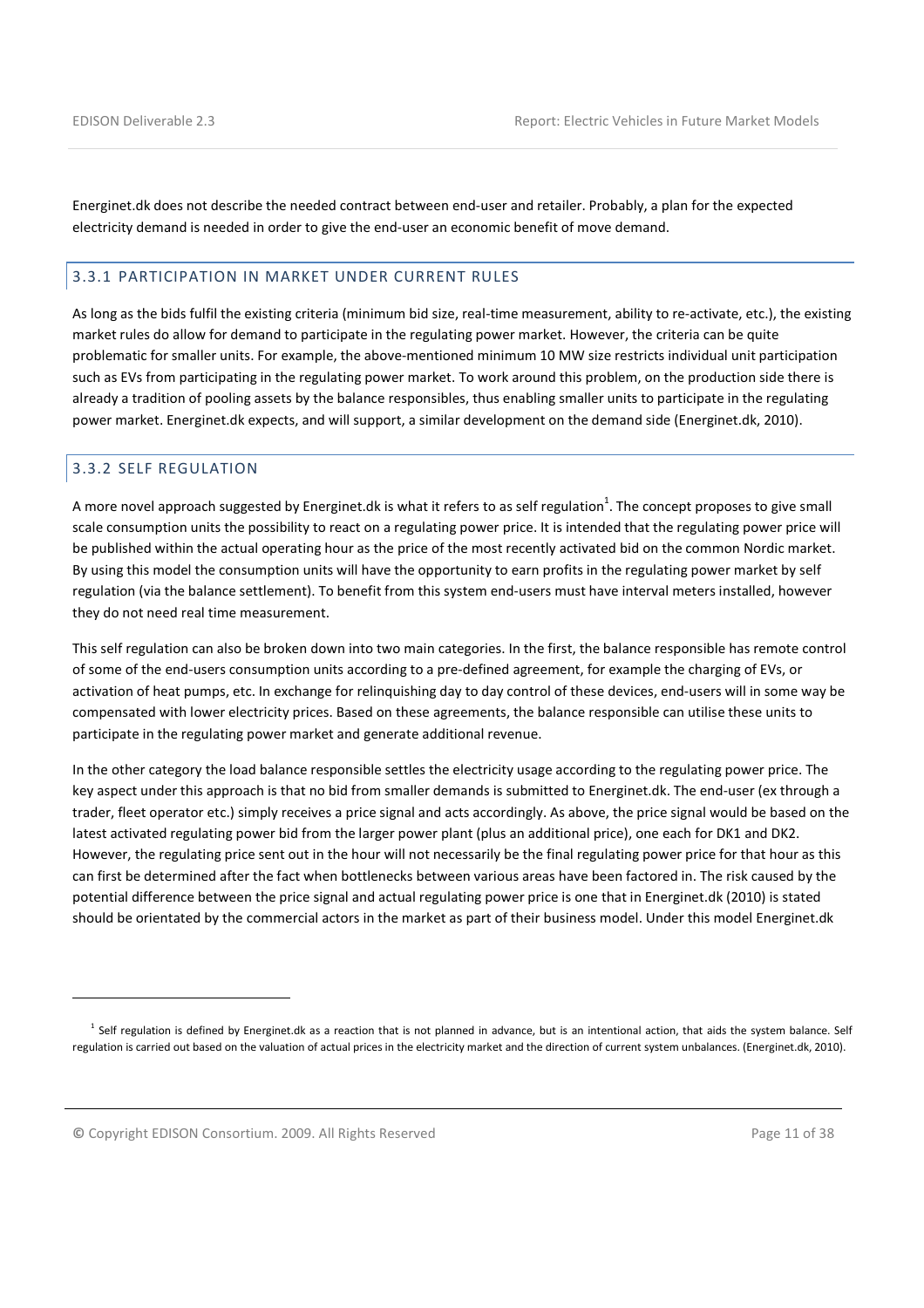Energinet.dk does not describe the needed contract between end-user and retailer. Probably, a plan for the expected electricity demand is needed in order to give the end-user an economic benefit of move demand.

### 3.3.1 PARTICIPATION IN MARKET UNDER CURRENT RULES

As long as the bids fulfil the existing criteria (minimum bid size, real-time measurement, ability to re-activate, etc.), the existing market rules do allow for demand to participate in the regulating power market. However, the criteria can be quite problematic for smaller units. For example, the above-mentioned minimum 10 MW size restricts individual unit participation such as EVs from participating in the regulating power market. To work around this problem, on the production side there is already a tradition of pooling assets by the balance responsibles, thus enabling smaller units to participate in the regulating power market. Energinet.dk expects, and will support, a similar development on the demand side (Energinet.dk, 2010).

### 3.3.2 SELF REGULATION

A more novel approach suggested by Energinet.dk is what it refers to as self regulation[1]. The concept proposes to give small scale consumption units the possibility to react on a regulating power price. It is intended that the regulating power price will be published within the actual operating hour as the price of the most recently activated bid on the common Nordic market. By using this model the consumption units will have the opportunity to earn profits in the regulating power market by self regulation (via the balance settlement). To benefit from this system end-users must have interval meters installed, however they do not need real time measurement.

This self regulation can also be broken down into two main categories. In the first, the balance responsible has remote control of some of the end-users consumption units according to a pre-defined agreement, for example the charging of EVs, or activation of heat pumps, etc. In exchange for relinquishing day to day control of these devices, end-users will in some way be compensated with lower electricity prices. Based on these agreements, the balance responsible can utilise these units to participate in the regulating power market and generate additional revenue.

In the other category the load balance responsible settles the electricity usage according to the regulating power price. The key aspect under this approach is that no bid from smaller demands is submitted to Energinet.dk. The end-user (ex through a trader, fleet operator etc.) simply receives a price signal and acts accordingly. As above, the price signal would be based on the latest activated regulating power bid from the larger power plant (plus an additional price), one each for DK1 and DK2. However, the regulating price sent out in the hour will not necessarily be the final regulating power price for that hour as this can first be determined after the fact when bottlenecks between various areas have been factored in. The risk caused by the potential difference between the price signal and actual regulating power price is one that in Energinet.dk (2010) is stated should be orientated by the commercial actors in the market as part of their business model. Under this model Energinet.dk

---

[1] Self regulation is defined by Energinet.dk as a reaction that is not planned in advance, but is an intentional action, that aids the system balance. Self regulation is carried out based on the valuation of actual prices in the electricity market and the direction of current system unbalances. (Energinet.dk, 2010).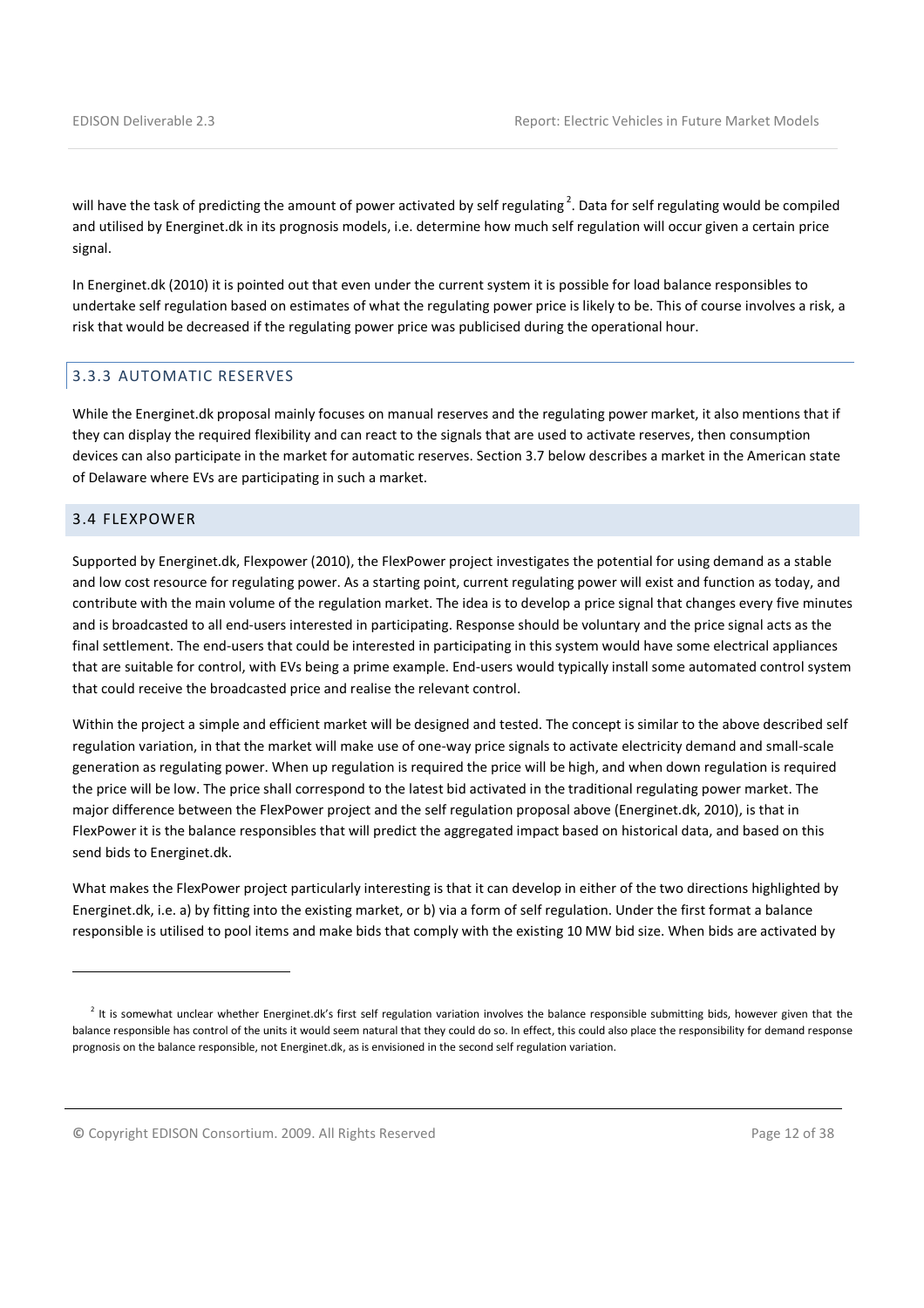will have the task of predicting the amount of power activated by self regulating [2]. Data for self regulating would be compiled and utilised by Energinet.dk in its prognosis models, i.e. determine how much self regulation will occur given a certain price signal.

In Energinet.dk (2010) it is pointed out that even under the current system it is possible for load balance responsibles to undertake self regulation based on estimates of what the regulating power price is likely to be. This of course involves a risk, a risk that would be decreased if the regulating power price was publicised during the operational hour.

### 3.3.3 AUTOMATIC RESERVES

While the Energinet.dk proposal mainly focuses on manual reserves and the regulating power market, it also mentions that if they can display the required flexibility and can react to the signals that are used to activate reserves, then consumption devices can also participate in the market for automatic reserves. Section 3.7 below describes a market in the American state of Delaware where EVs are participating in such a market.

## 3.4 FLEXPOWER

Supported by Energinet.dk, Flexpower (2010), the FlexPower project investigates the potential for using demand as a stable and low cost resource for regulating power. As a starting point, current regulating power will exist and function as today, and contribute with the main volume of the regulation market. The idea is to develop a price signal that changes every five minutes and is broadcasted to all end-users interested in participating. Response should be voluntary and the price signal acts as the final settlement. The end-users that could be interested in participating in this system would have some electrical appliances that are suitable for control, with EVs being a prime example. End-users would typically install some automated control system that could receive the broadcasted price and realise the relevant control.

Within the project a simple and efficient market will be designed and tested. The concept is similar to the above described self regulation variation, in that the market will make use of one-way price signals to activate electricity demand and small-scale generation as regulating power. When up regulation is required the price will be high, and when down regulation is required the price will be low. The price shall correspond to the latest bid activated in the traditional regulating power market. The major difference between the FlexPower project and the self regulation proposal above (Energinet.dk, 2010), is that in FlexPower it is the balance responsibles that will predict the aggregated impact based on historical data, and based on this send bids to Energinet.dk.

What makes the FlexPower project particularly interesting is that it can develop in either of the two directions highlighted by Energinet.dk, i.e. a) by fitting into the existing market, or b) via a form of self regulation. Under the first format a balance responsible is utilised to pool items and make bids that comply with the existing 10 MW bid size. When bids are activated by

---

[2] It is somewhat unclear whether Energinet.dk's first self regulation variation involves the balance responsible submitting bids, however given that the balance responsible has control of the units it would seem natural that they could do so. In effect, this could also place the responsibility for demand response prognosis on the balance responsible, not Energinet.dk, as is envisioned in the second self regulation variation.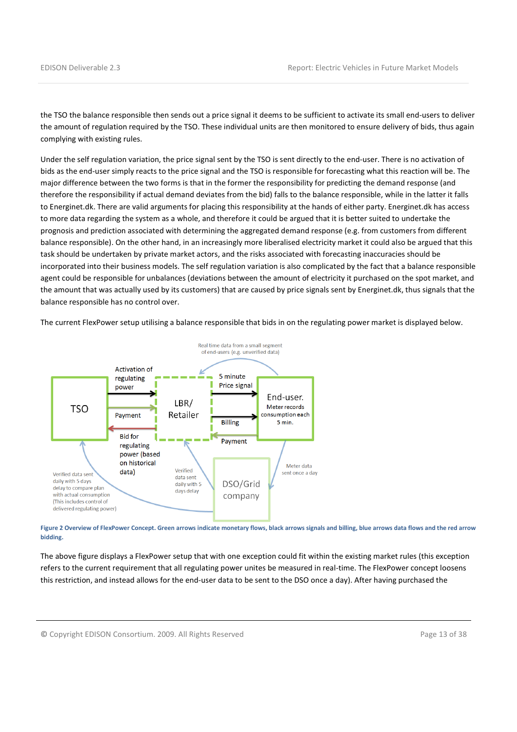the TSO the balance responsible then sends out a price signal it deems to be sufficient to activate its small end-users to deliver the amount of regulation required by the TSO. These individual units are then monitored to ensure delivery of bids, thus again complying with existing rules.

Under the self regulation variation, the price signal sent by the TSO is sent directly to the end-user. There is no activation of bids as the end-user simply reacts to the price signal and the TSO is responsible for forecasting what this reaction will be. The major difference between the two forms is that in the former the responsibility for predicting the demand response (and therefore the responsibility if actual demand deviates from the bid) falls to the balance responsible, while in the latter it falls to Energinet.dk. There are valid arguments for placing this responsibility at the hands of either party. Energinet.dk has access to more data regarding the system as a whole, and therefore it could be argued that it is better suited to undertake the prognosis and prediction associated with determining the aggregated demand response (e.g. from customers from different balance responsible). On the other hand, in an increasingly more liberalised electricity market it could also be argued that this task should be undertaken by private market actors, and the risks associated with forecasting inaccuracies should be incorporated into their business models. The self regulation variation is also complicated by the fact that a balance responsible agent could be responsible for unbalances (deviations between the amount of electricity it purchased on the spot market, and the amount that was actually used by its customers) that are caused by price signals sent by Energinet.dk, thus signals that the balance responsible has no control over.

The current FlexPower setup utilising a balance responsible that bids in on the regulating power market is displayed below.

**Figure 2 Overview of FlexPower Concept. Green arrows indicate monetary flows, black arrows signals and billing, blue arrows data flows and the red arrow bidding.**

The above figure displays a FlexPower setup that with one exception could fit within the existing market rules (this exception refers to the current requirement that all regulating power unites be measured in real-time. The FlexPower concept loosens this restriction, and instead allows for the end-user data to be sent to the DSO once a day). After having purchased the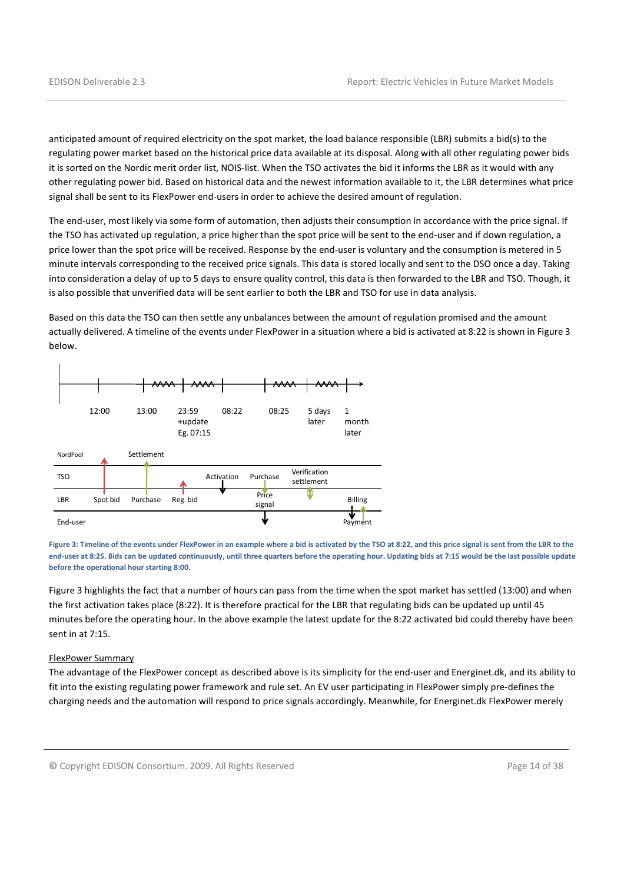anticipated amount of required electricity on the spot market, the load balance responsible (LBR) submits a bid(s) to the regulating power market based on the historical price data available at its disposal. Along with all other regulating power bids it is sorted on the Nordic merit order list, NOIS-list. When the TSO activates the bid it informs the LBR as it would with any other regulating power bid. Based on historical data and the newest information available to it, the LBR determines what price signal shall be sent to its FlexPower end-users in order to achieve the desired amount of regulation.

The end-user, most likely via some form of automation, then adjusts their consumption in accordance with the price signal. If the TSO has activated up regulation, a price higher than the spot price will be sent to the end-user and if down regulation, a price lower than the spot price will be received. Response by the end-user is voluntary and the consumption is metered in 5 minute intervals corresponding to the received price signals. This data is stored locally and sent to the DSO once a day. Taking into consideration a delay of up to 5 days to ensure quality control, this data is then forwarded to the LBR and TSO. Though, it is also possible that unverified data will be sent earlier to both the LBR and TSO for use in data analysis.

Based on this data the TSO can then settle any unbalances between the amount of regulation promised and the amount actually delivered. A timeline of the events under FlexPower in a situation where a bid is activated at 8:22 is shown in Figure 3 below.

**Figure 3: Timeline of the events under FlexPower in an example where a bid is activated by the TSO at 8:22, and this price signal is sent from the LBR to the end-user at 8:25. Bids can be updated continuously, until three quarters before the operating hour. Updating bids at 7:15 would be the last possible update before the operational hour starting 8:00.**

Figure 3 highlights the fact that a number of hours can pass from the time when the spot market has settled (13:00) and when the first activation takes place (8:22). It is therefore practical for the LBR that regulating bids can be updated up until 45 minutes before the operating hour. In the above example the latest update for the 8:22 activated bid could thereby have been sent in at 7:15.

<u>FlexPower Summary</u>

The advantage of the FlexPower concept as described above is its simplicity for the end-user and Energinet.dk, and its ability to fit into the existing regulating power framework and rule set. An EV user participating in FlexPower simply pre-defines the charging needs and the automation will respond to price signals accordingly. Meanwhile, for Energinet.dk FlexPower merely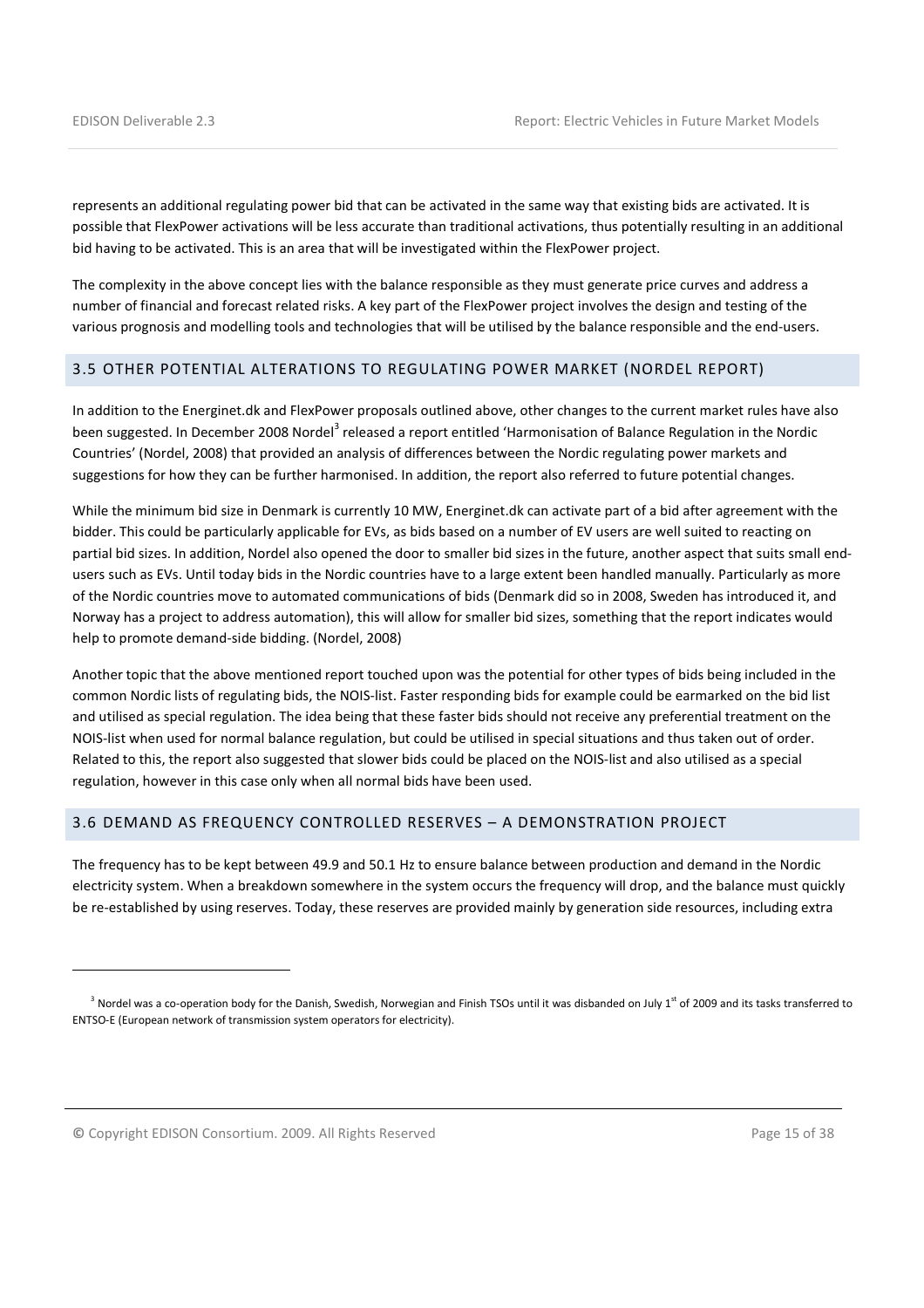represents an additional regulating power bid that can be activated in the same way that existing bids are activated. It is possible that FlexPower activations will be less accurate than traditional activations, thus potentially resulting in an additional bid having to be activated. This is an area that will be investigated within the FlexPower project.

The complexity in the above concept lies with the balance responsible as they must generate price curves and address a number of financial and forecast related risks. A key part of the FlexPower project involves the design and testing of the various prognosis and modelling tools and technologies that will be utilised by the balance responsible and the end-users.

## 3.5 OTHER POTENTIAL ALTERATIONS TO REGULATING POWER MARKET (NORDEL REPORT)

In addition to the Energinet.dk and FlexPower proposals outlined above, other changes to the current market rules have also been suggested. In December 2008 Nordel[3] released a report entitled 'Harmonisation of Balance Regulation in the Nordic Countries' (Nordel, 2008) that provided an analysis of differences between the Nordic regulating power markets and suggestions for how they can be further harmonised. In addition, the report also referred to future potential changes.

While the minimum bid size in Denmark is currently 10 MW, Energinet.dk can activate part of a bid after agreement with the bidder. This could be particularly applicable for EVs, as bids based on a number of EV users are well suited to reacting on partial bid sizes. In addition, Nordel also opened the door to smaller bid sizes in the future, another aspect that suits small end-users such as EVs. Until today bids in the Nordic countries have to a large extent been handled manually. Particularly as more of the Nordic countries move to automated communications of bids (Denmark did so in 2008, Sweden has introduced it, and Norway has a project to address automation), this will allow for smaller bid sizes, something that the report indicates would help to promote demand-side bidding. (Nordel, 2008)

Another topic that the above mentioned report touched upon was the potential for other types of bids being included in the common Nordic lists of regulating bids, the NOIS-list. Faster responding bids for example could be earmarked on the bid list and utilised as special regulation. The idea being that these faster bids should not receive any preferential treatment on the NOIS-list when used for normal balance regulation, but could be utilised in special situations and thus taken out of order. Related to this, the report also suggested that slower bids could be placed on the NOIS-list and also utilised as a special regulation, however in this case only when all normal bids have been used.

## 3.6 DEMAND AS FREQUENCY CONTROLLED RESERVES – A DEMONSTRATION PROJECT

The frequency has to be kept between 49.9 and 50.1 Hz to ensure balance between production and demand in the Nordic electricity system. When a breakdown somewhere in the system occurs the frequency will drop, and the balance must quickly be re-established by using reserves. Today, these reserves are provided mainly by generation side resources, including extra

---

[3] Nordel was a co-operation body for the Danish, Swedish, Norwegian and Finish TSOs until it was disbanded on July 1st of 2009 and its tasks transferred to ENTSO-E (European network of transmission system operators for electricity).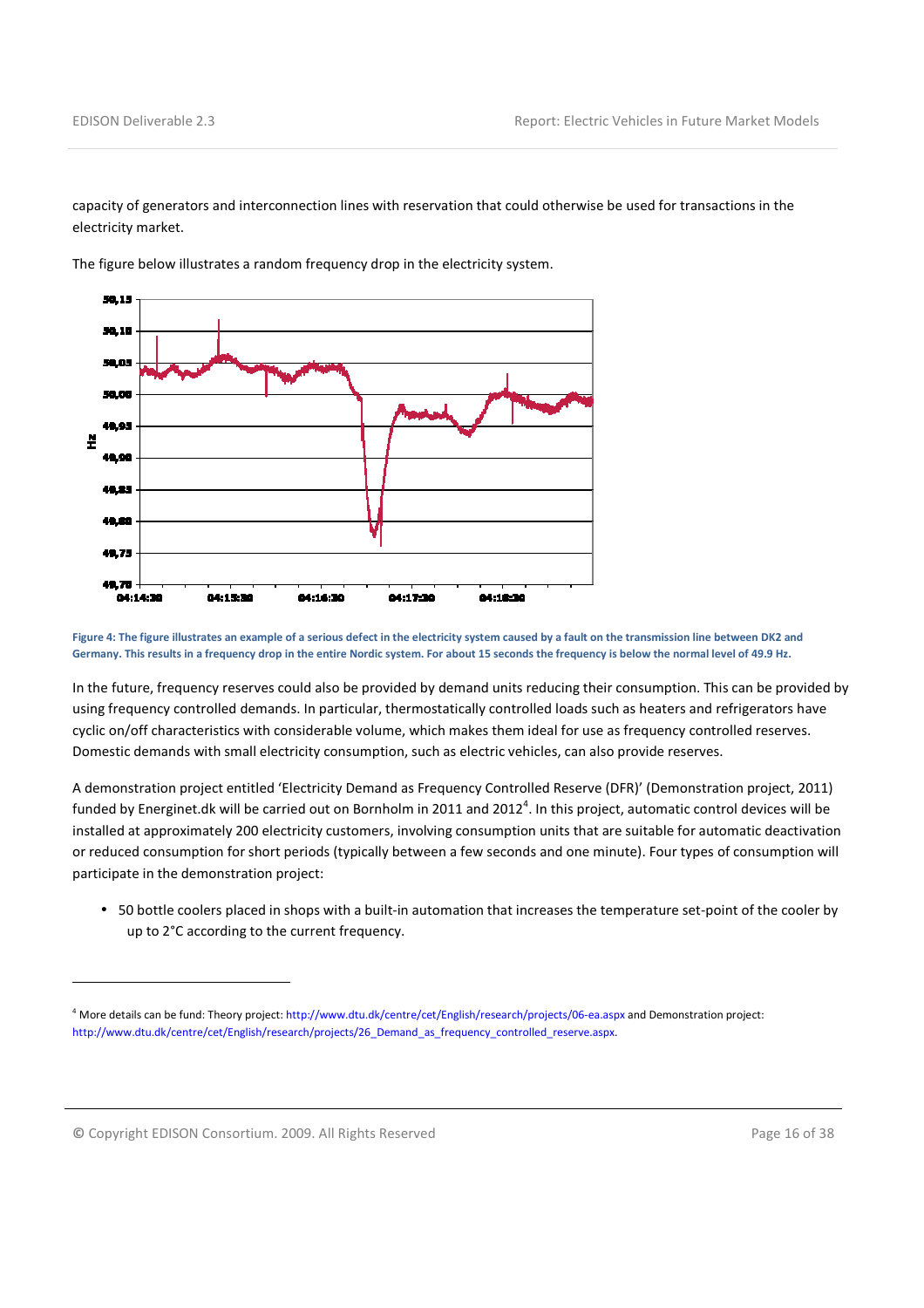capacity of generators and interconnection lines with reservation that could otherwise be used for transactions in the electricity market.

The figure below illustrates a random frequency drop in the electricity system.

**Figure 4: The figure illustrates an example of a serious defect in the electricity system caused by a fault on the transmission line between DK2 and Germany. This results in a frequency drop in the entire Nordic system. For about 15 seconds the frequency is below the normal level of 49.9 Hz.**

In the future, frequency reserves could also be provided by demand units reducing their consumption. This can be provided by using frequency controlled demands. In particular, thermostatically controlled loads such as heaters and refrigerators have cyclic on/off characteristics with considerable volume, which makes them ideal for use as frequency controlled reserves. Domestic demands with small electricity consumption, such as electric vehicles, can also provide reserves.

A demonstration project entitled 'Electricity Demand as Frequency Controlled Reserve (DFR)' (Demonstration project, 2011) funded by Energinet.dk will be carried out on Bornholm in 2011 and 2012[4]. In this project, automatic control devices will be installed at approximately 200 electricity customers, involving consumption units that are suitable for automatic deactivation or reduced consumption for short periods (typically between a few seconds and one minute). Four types of consumption will participate in the demonstration project:

- 50 bottle coolers placed in shops with a built-in automation that increases the temperature set-point of the cooler by up to 2°C according to the current frequency.

[4] More details can be fund: Theory project: http://www.dtu.dk/centre/cet/English/research/projects/06-ea.aspx and Demonstration project: http://www.dtu.dk/centre/cet/English/research/projects/26_Demand_as_frequency_controlled_reserve.aspx.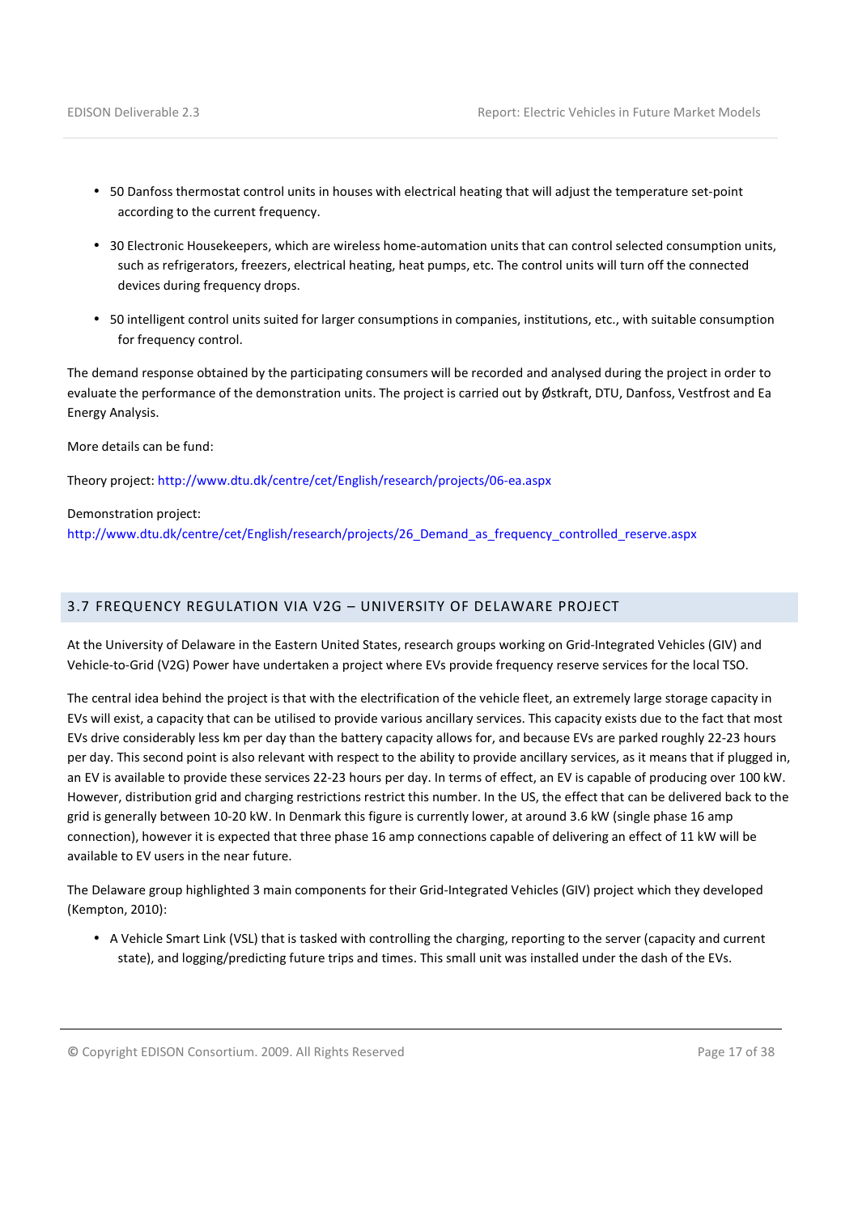- 50 Danfoss thermostat control units in houses with electrical heating that will adjust the temperature set-point according to the current frequency.
- 30 Electronic Housekeepers, which are wireless home-automation units that can control selected consumption units, such as refrigerators, freezers, electrical heating, heat pumps, etc. The control units will turn off the connected devices during frequency drops.
- 50 intelligent control units suited for larger consumptions in companies, institutions, etc., with suitable consumption for frequency control.

The demand response obtained by the participating consumers will be recorded and analysed during the project in order to evaluate the performance of the demonstration units. The project is carried out by Østkraft, DTU, Danfoss, Vestfrost and Ea Energy Analysis.

More details can be fund:

Theory project: http://www.dtu.dk/centre/cet/English/research/projects/06-ea.aspx

Demonstration project:
http://www.dtu.dk/centre/cet/English/research/projects/26_Demand_as_frequency_controlled_reserve.aspx

## 3.7 FREQUENCY REGULATION VIA V2G – UNIVERSITY OF DELAWARE PROJECT

At the University of Delaware in the Eastern United States, research groups working on Grid-Integrated Vehicles (GIV) and Vehicle-to-Grid (V2G) Power have undertaken a project where EVs provide frequency reserve services for the local TSO.

The central idea behind the project is that with the electrification of the vehicle fleet, an extremely large storage capacity in EVs will exist, a capacity that can be utilised to provide various ancillary services. This capacity exists due to the fact that most EVs drive considerably less km per day than the battery capacity allows for, and because EVs are parked roughly 22-23 hours per day. This second point is also relevant with respect to the ability to provide ancillary services, as it means that if plugged in, an EV is available to provide these services 22-23 hours per day. In terms of effect, an EV is capable of producing over 100 kW. However, distribution grid and charging restrictions restrict this number. In the US, the effect that can be delivered back to the grid is generally between 10-20 kW. In Denmark this figure is currently lower, at around 3.6 kW (single phase 16 amp connection), however it is expected that three phase 16 amp connections capable of delivering an effect of 11 kW will be available to EV users in the near future.

The Delaware group highlighted 3 main components for their Grid-Integrated Vehicles (GIV) project which they developed (Kempton, 2010):

- A Vehicle Smart Link (VSL) that is tasked with controlling the charging, reporting to the server (capacity and current state), and logging/predicting future trips and times. This small unit was installed under the dash of the EVs.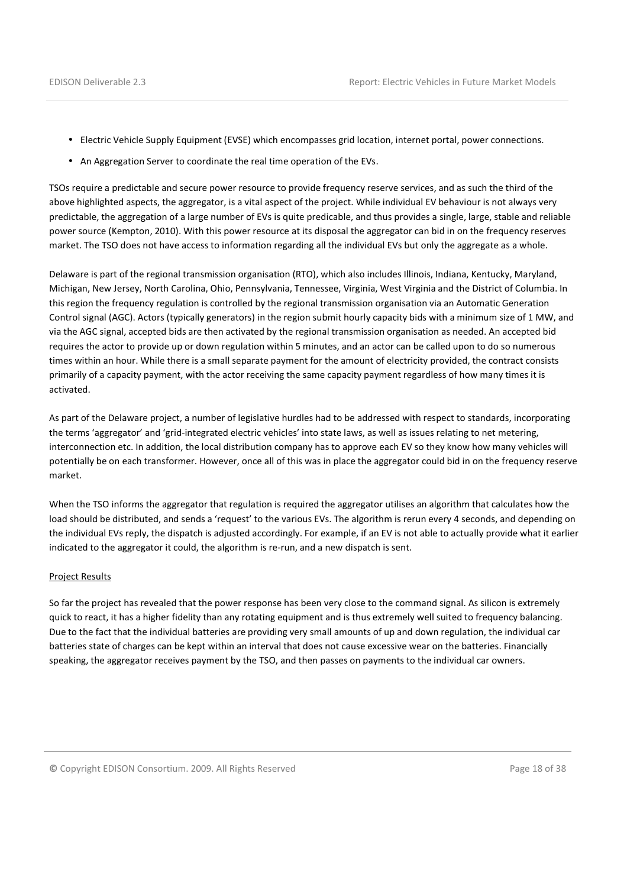- Electric Vehicle Supply Equipment (EVSE) which encompasses grid location, internet portal, power connections.
- An Aggregation Server to coordinate the real time operation of the EVs.

TSOs require a predictable and secure power resource to provide frequency reserve services, and as such the third of the above highlighted aspects, the aggregator, is a vital aspect of the project. While individual EV behaviour is not always very predictable, the aggregation of a large number of EVs is quite predicable, and thus provides a single, large, stable and reliable power source (Kempton, 2010). With this power resource at its disposal the aggregator can bid in on the frequency reserves market. The TSO does not have access to information regarding all the individual EVs but only the aggregate as a whole.

Delaware is part of the regional transmission organisation (RTO), which also includes Illinois, Indiana, Kentucky, Maryland, Michigan, New Jersey, North Carolina, Ohio, Pennsylvania, Tennessee, Virginia, West Virginia and the District of Columbia. In this region the frequency regulation is controlled by the regional transmission organisation via an Automatic Generation Control signal (AGC). Actors (typically generators) in the region submit hourly capacity bids with a minimum size of 1 MW, and via the AGC signal, accepted bids are then activated by the regional transmission organisation as needed. An accepted bid requires the actor to provide up or down regulation within 5 minutes, and an actor can be called upon to do so numerous times within an hour. While there is a small separate payment for the amount of electricity provided, the contract consists primarily of a capacity payment, with the actor receiving the same capacity payment regardless of how many times it is activated.

As part of the Delaware project, a number of legislative hurdles had to be addressed with respect to standards, incorporating the terms 'aggregator' and 'grid-integrated electric vehicles' into state laws, as well as issues relating to net metering, interconnection etc. In addition, the local distribution company has to approve each EV so they know how many vehicles will potentially be on each transformer. However, once all of this was in place the aggregator could bid in on the frequency reserve market.

When the TSO informs the aggregator that regulation is required the aggregator utilises an algorithm that calculates how the load should be distributed, and sends a 'request' to the various EVs. The algorithm is rerun every 4 seconds, and depending on the individual EVs reply, the dispatch is adjusted accordingly. For example, if an EV is not able to actually provide what it earlier indicated to the aggregator it could, the algorithm is re-run, and a new dispatch is sent.

Project Results

So far the project has revealed that the power response has been very close to the command signal. As silicon is extremely quick to react, it has a higher fidelity than any rotating equipment and is thus extremely well suited to frequency balancing. Due to the fact that the individual batteries are providing very small amounts of up and down regulation, the individual car batteries state of charges can be kept within an interval that does not cause excessive wear on the batteries. Financially speaking, the aggregator receives payment by the TSO, and then passes on payments to the individual car owners.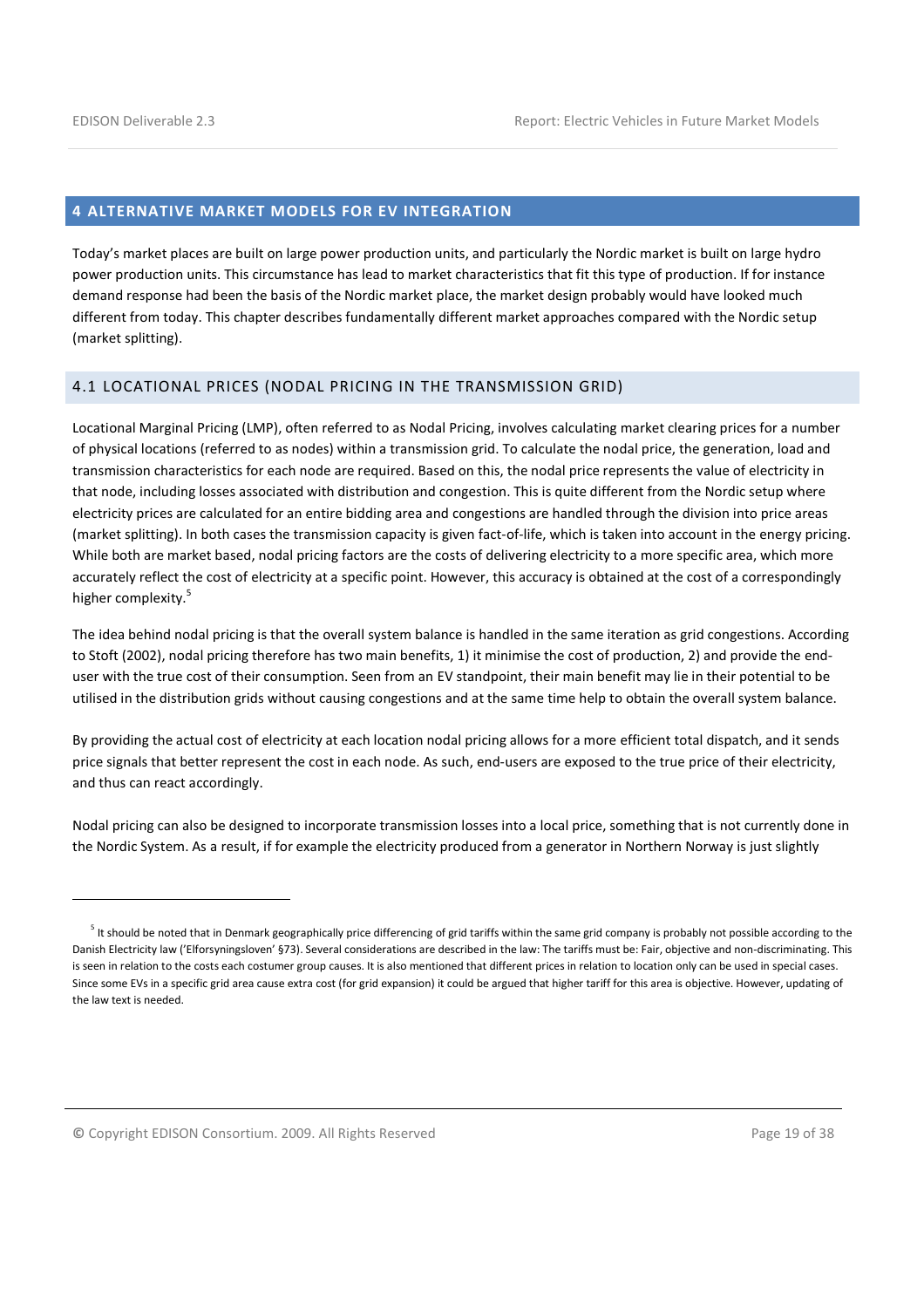## 4 ALTERNATIVE MARKET MODELS FOR EV INTEGRATION

Today's market places are built on large power production units, and particularly the Nordic market is built on large hydro power production units. This circumstance has lead to market characteristics that fit this type of production. If for instance demand response had been the basis of the Nordic market place, the market design probably would have looked much different from today. This chapter describes fundamentally different market approaches compared with the Nordic setup (market splitting).

### 4.1 LOCATIONAL PRICES (NODAL PRICING IN THE TRANSMISSION GRID)

Locational Marginal Pricing (LMP), often referred to as Nodal Pricing, involves calculating market clearing prices for a number of physical locations (referred to as nodes) within a transmission grid. To calculate the nodal price, the generation, load and transmission characteristics for each node are required. Based on this, the nodal price represents the value of electricity in that node, including losses associated with distribution and congestion. This is quite different from the Nordic setup where electricity prices are calculated for an entire bidding area and congestions are handled through the division into price areas (market splitting). In both cases the transmission capacity is given fact-of-life, which is taken into account in the energy pricing. While both are market based, nodal pricing factors are the costs of delivering electricity to a more specific area, which more accurately reflect the cost of electricity at a specific point. However, this accuracy is obtained at the cost of a correspondingly higher complexity.[5]

The idea behind nodal pricing is that the overall system balance is handled in the same iteration as grid congestions. According to Stoft (2002), nodal pricing therefore has two main benefits, 1) it minimise the cost of production, 2) and provide the end-user with the true cost of their consumption. Seen from an EV standpoint, their main benefit may lie in their potential to be utilised in the distribution grids without causing congestions and at the same time help to obtain the overall system balance.

By providing the actual cost of electricity at each location nodal pricing allows for a more efficient total dispatch, and it sends price signals that better represent the cost in each node. As such, end-users are exposed to the true price of their electricity, and thus can react accordingly.

Nodal pricing can also be designed to incorporate transmission losses into a local price, something that is not currently done in the Nordic System. As a result, if for example the electricity produced from a generator in Northern Norway is just slightly

[5] It should be noted that in Denmark geographically price differencing of grid tariffs within the same grid company is probably not possible according to the Danish Electricity law ('Elforsyningsloven' §73). Several considerations are described in the law: The tariffs must be: Fair, objective and non-discriminating. This is seen in relation to the costs each costumer group causes. It is also mentioned that different prices in relation to location only can be used in special cases. Since some EVs in a specific grid area cause extra cost (for grid expansion) it could be argued that higher tariff for this area is objective. However, updating of the law text is needed.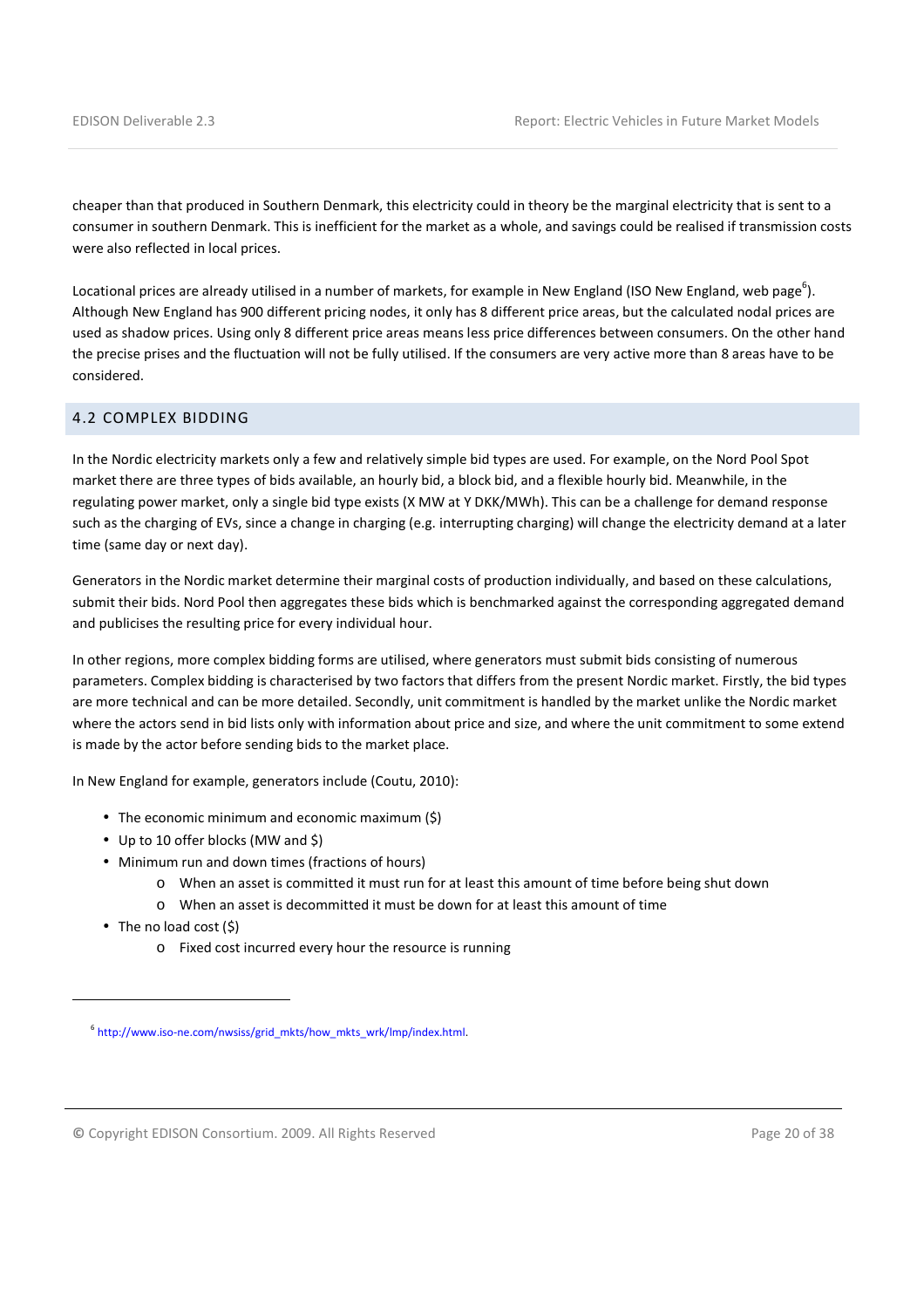cheaper than that produced in Southern Denmark, this electricity could in theory be the marginal electricity that is sent to a consumer in southern Denmark. This is inefficient for the market as a whole, and savings could be realised if transmission costs were also reflected in local prices.

Locational prices are already utilised in a number of markets, for example in New England (ISO New England, web page[6]). Although New England has 900 different pricing nodes, it only has 8 different price areas, but the calculated nodal prices are used as shadow prices. Using only 8 different price areas means less price differences between consumers. On the other hand the precise prises and the fluctuation will not be fully utilised. If the consumers are very active more than 8 areas have to be considered.

## 4.2 COMPLEX BIDDING

In the Nordic electricity markets only a few and relatively simple bid types are used. For example, on the Nord Pool Spot market there are three types of bids available, an hourly bid, a block bid, and a flexible hourly bid. Meanwhile, in the regulating power market, only a single bid type exists (X MW at Y DKK/MWh). This can be a challenge for demand response such as the charging of EVs, since a change in charging (e.g. interrupting charging) will change the electricity demand at a later time (same day or next day).

Generators in the Nordic market determine their marginal costs of production individually, and based on these calculations, submit their bids. Nord Pool then aggregates these bids which is benchmarked against the corresponding aggregated demand and publicises the resulting price for every individual hour.

In other regions, more complex bidding forms are utilised, where generators must submit bids consisting of numerous parameters. Complex bidding is characterised by two factors that differs from the present Nordic market. Firstly, the bid types are more technical and can be more detailed. Secondly, unit commitment is handled by the market unlike the Nordic market where the actors send in bid lists only with information about price and size, and where the unit commitment to some extend is made by the actor before sending bids to the market place.

In New England for example, generators include (Coutu, 2010):

- The economic minimum and economic maximum ($)
- Up to 10 offer blocks (MW and $)
- Minimum run and down times (fractions of hours)
  - When an asset is committed it must run for at least this amount of time before being shut down
  - When an asset is decommitted it must be down for at least this amount of time
- The no load cost ($)
  - Fixed cost incurred every hour the resource is running

[6] http://www.iso-ne.com/nwsiss/grid_mkts/how_mkts_wrk/lmp/index.html.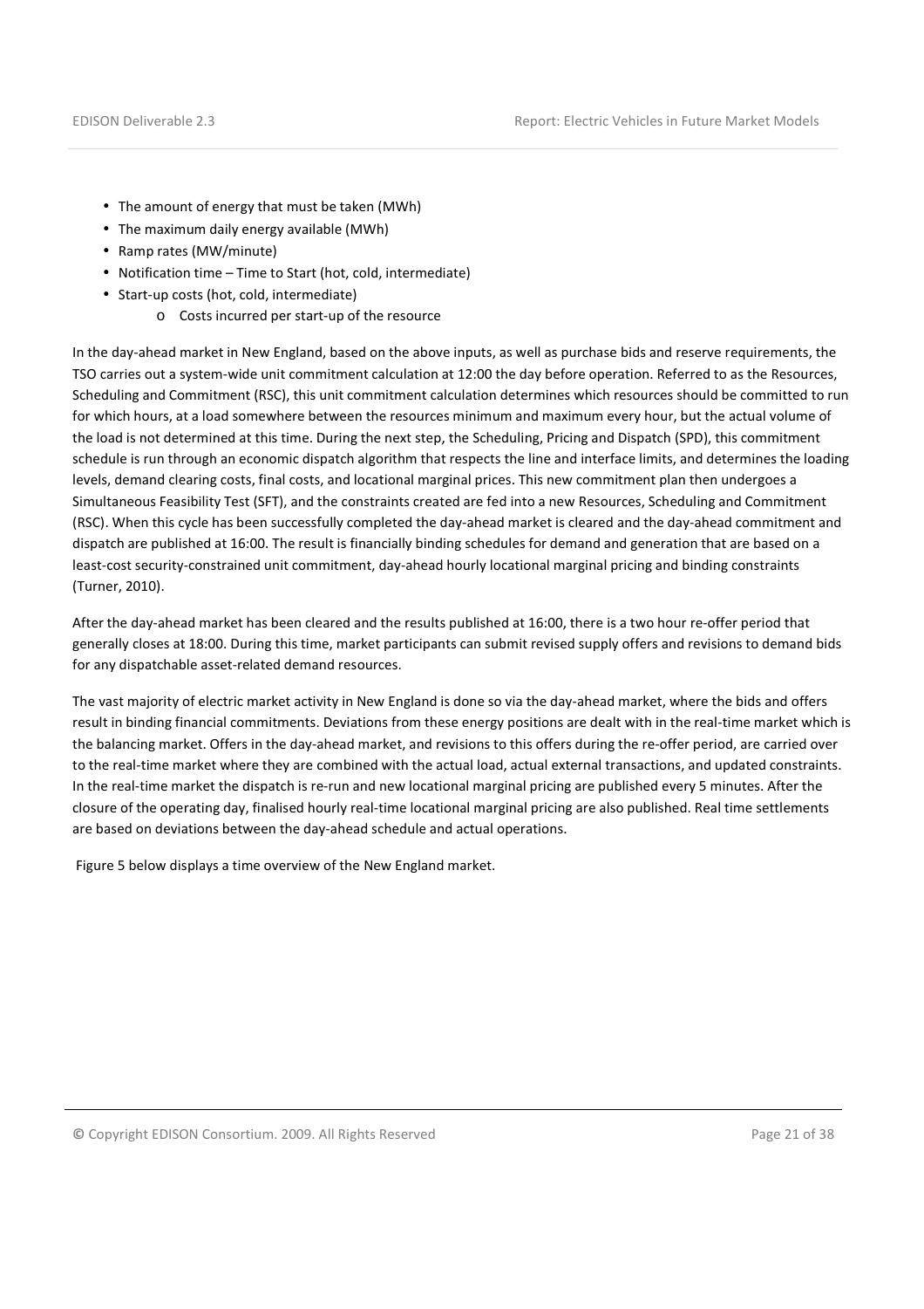- The amount of energy that must be taken (MWh)
- The maximum daily energy available (MWh)
- Ramp rates (MW/minute)
- Notification time – Time to Start (hot, cold, intermediate)
- Start-up costs (hot, cold, intermediate)
    - Costs incurred per start-up of the resource

In the day-ahead market in New England, based on the above inputs, as well as purchase bids and reserve requirements, the TSO carries out a system-wide unit commitment calculation at 12:00 the day before operation. Referred to as the Resources, Scheduling and Commitment (RSC), this unit commitment calculation determines which resources should be committed to run for which hours, at a load somewhere between the resources minimum and maximum every hour, but the actual volume of the load is not determined at this time. During the next step, the Scheduling, Pricing and Dispatch (SPD), this commitment schedule is run through an economic dispatch algorithm that respects the line and interface limits, and determines the loading levels, demand clearing costs, final costs, and locational marginal prices. This new commitment plan then undergoes a Simultaneous Feasibility Test (SFT), and the constraints created are fed into a new Resources, Scheduling and Commitment (RSC). When this cycle has been successfully completed the day-ahead market is cleared and the day-ahead commitment and dispatch are published at 16:00. The result is financially binding schedules for demand and generation that are based on a least-cost security-constrained unit commitment, day-ahead hourly locational marginal pricing and binding constraints (Turner, 2010).

After the day-ahead market has been cleared and the results published at 16:00, there is a two hour re-offer period that generally closes at 18:00. During this time, market participants can submit revised supply offers and revisions to demand bids for any dispatchable asset-related demand resources.

The vast majority of electric market activity in New England is done so via the day-ahead market, where the bids and offers result in binding financial commitments. Deviations from these energy positions are dealt with in the real-time market which is the balancing market. Offers in the day-ahead market, and revisions to this offers during the re-offer period, are carried over to the real-time market where they are combined with the actual load, actual external transactions, and updated constraints. In the real-time market the dispatch is re-run and new locational marginal pricing are published every 5 minutes. After the closure of the operating day, finalised hourly real-time locational marginal pricing are also published. Real time settlements are based on deviations between the day-ahead schedule and actual operations.

Figure 5 below displays a time overview of the New England market.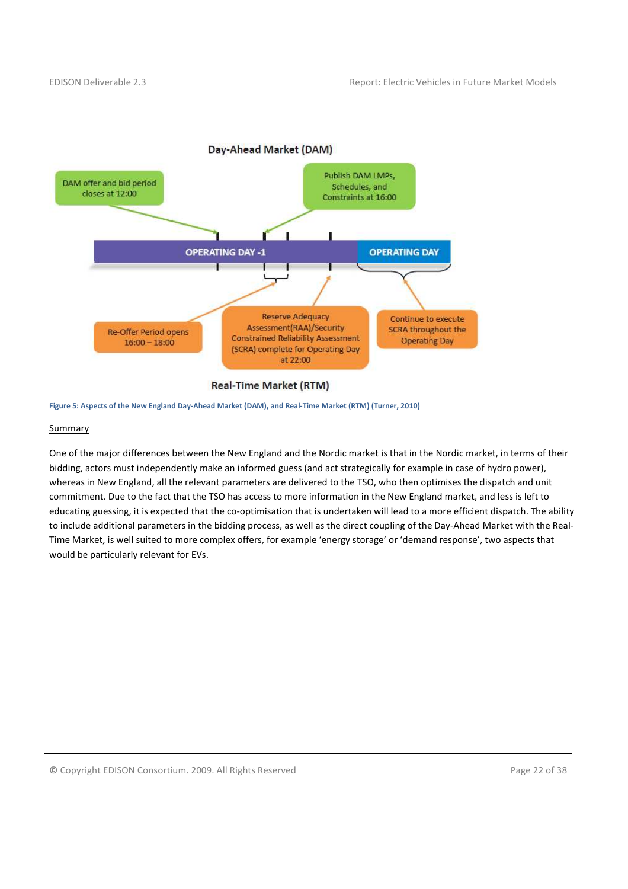Day-Ahead Market (DAM)

DAM offer and bid period closes at 12:00

Publish DAM LMPs, Schedules, and Constraints at 16:00

OPERATING DAY -1

OPERATING DAY

Re-Offer Period opens 16:00 – 18:00

Reserve Adequacy Assessment(RAA)/Security Constrained Reliability Assessment (SCRA) complete for Operating Day at 22:00

Continue to execute SCRA throughout the Operating Day

Real-Time Market (RTM)

**Figure 5: Aspects of the New England Day-Ahead Market (DAM), and Real-Time Market (RTM) (Turner, 2010)**

Summary

One of the major differences between the New England and the Nordic market is that in the Nordic market, in terms of their bidding, actors must independently make an informed guess (and act strategically for example in case of hydro power), whereas in New England, all the relevant parameters are delivered to the TSO, who then optimises the dispatch and unit commitment. Due to the fact that the TSO has access to more information in the New England market, and less is left to educating guessing, it is expected that the co-optimisation that is undertaken will lead to a more efficient dispatch. The ability to include additional parameters in the bidding process, as well as the direct coupling of the Day-Ahead Market with the Real-Time Market, is well suited to more complex offers, for example 'energy storage' or 'demand response', two aspects that would be particularly relevant for EVs.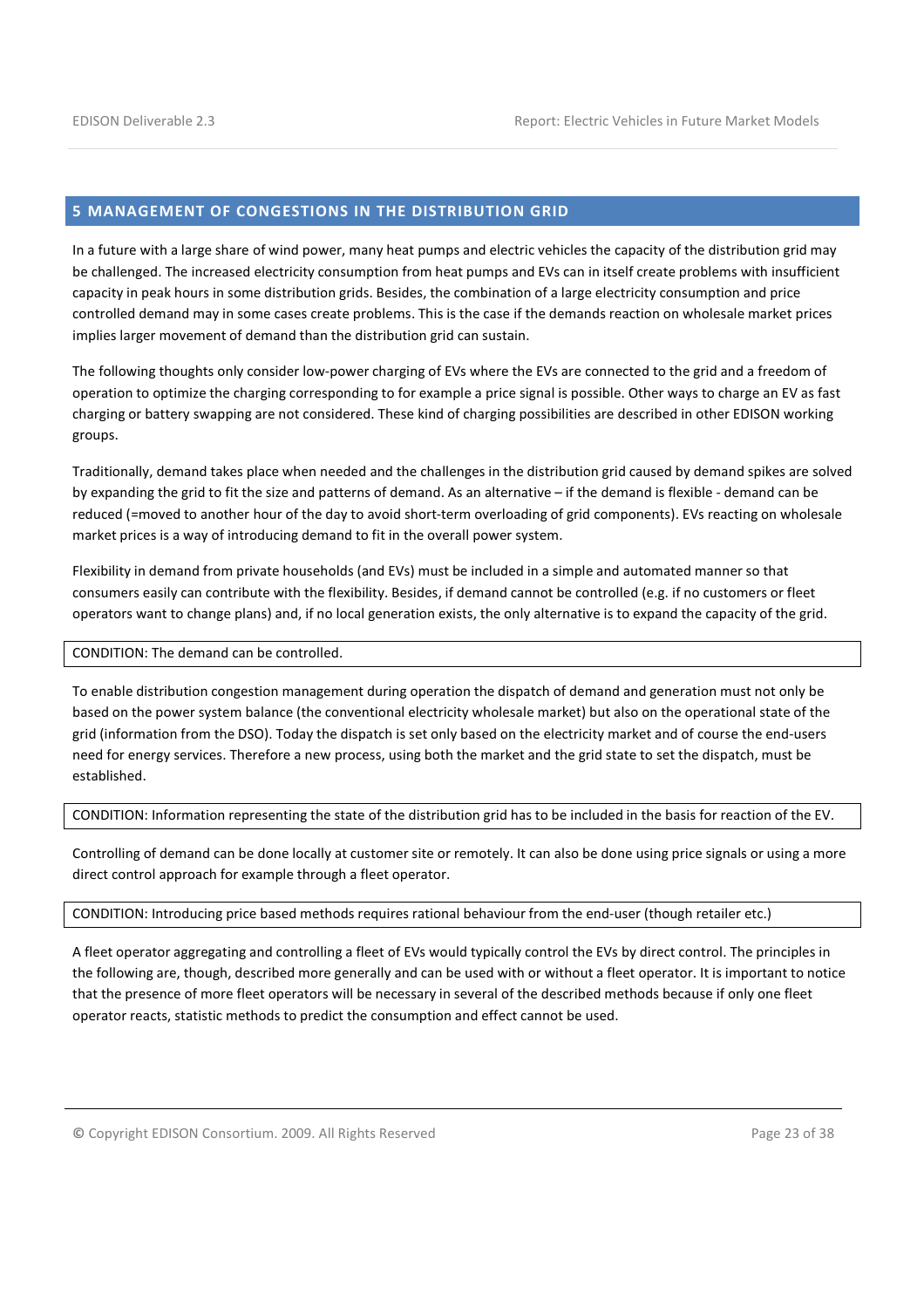# 5 MANAGEMENT OF CONGESTIONS IN THE DISTRIBUTION GRID

In a future with a large share of wind power, many heat pumps and electric vehicles the capacity of the distribution grid may be challenged. The increased electricity consumption from heat pumps and EVs can in itself create problems with insufficient capacity in peak hours in some distribution grids. Besides, the combination of a large electricity consumption and price controlled demand may in some cases create problems. This is the case if the demands reaction on wholesale market prices implies larger movement of demand than the distribution grid can sustain.

The following thoughts only consider low-power charging of EVs where the EVs are connected to the grid and a freedom of operation to optimize the charging corresponding to for example a price signal is possible. Other ways to charge an EV as fast charging or battery swapping are not considered. These kind of charging possibilities are described in other EDISON working groups.

Traditionally, demand takes place when needed and the challenges in the distribution grid caused by demand spikes are solved by expanding the grid to fit the size and patterns of demand. As an alternative – if the demand is flexible - demand can be reduced (=moved to another hour of the day to avoid short-term overloading of grid components). EVs reacting on wholesale market prices is a way of introducing demand to fit in the overall power system.

Flexibility in demand from private households (and EVs) must be included in a simple and automated manner so that consumers easily can contribute with the flexibility. Besides, if demand cannot be controlled (e.g. if no customers or fleet operators want to change plans) and, if no local generation exists, the only alternative is to expand the capacity of the grid.

| CONDITION: The demand can be controlled. |
|---|

To enable distribution congestion management during operation the dispatch of demand and generation must not only be based on the power system balance (the conventional electricity wholesale market) but also on the operational state of the grid (information from the DSO). Today the dispatch is set only based on the electricity market and of course the end-users need for energy services. Therefore a new process, using both the market and the grid state to set the dispatch, must be established.

| CONDITION: Information representing the state of the distribution grid has to be included in the basis for reaction of the EV. |
|---|

Controlling of demand can be done locally at customer site or remotely. It can also be done using price signals or using a more direct control approach for example through a fleet operator.

| CONDITION: Introducing price based methods requires rational behaviour from the end-user (though retailer etc.) |
|---|

A fleet operator aggregating and controlling a fleet of EVs would typically control the EVs by direct control. The principles in the following are, though, described more generally and can be used with or without a fleet operator. It is important to notice that the presence of more fleet operators will be necessary in several of the described methods because if only one fleet operator reacts, statistic methods to predict the consumption and effect cannot be used.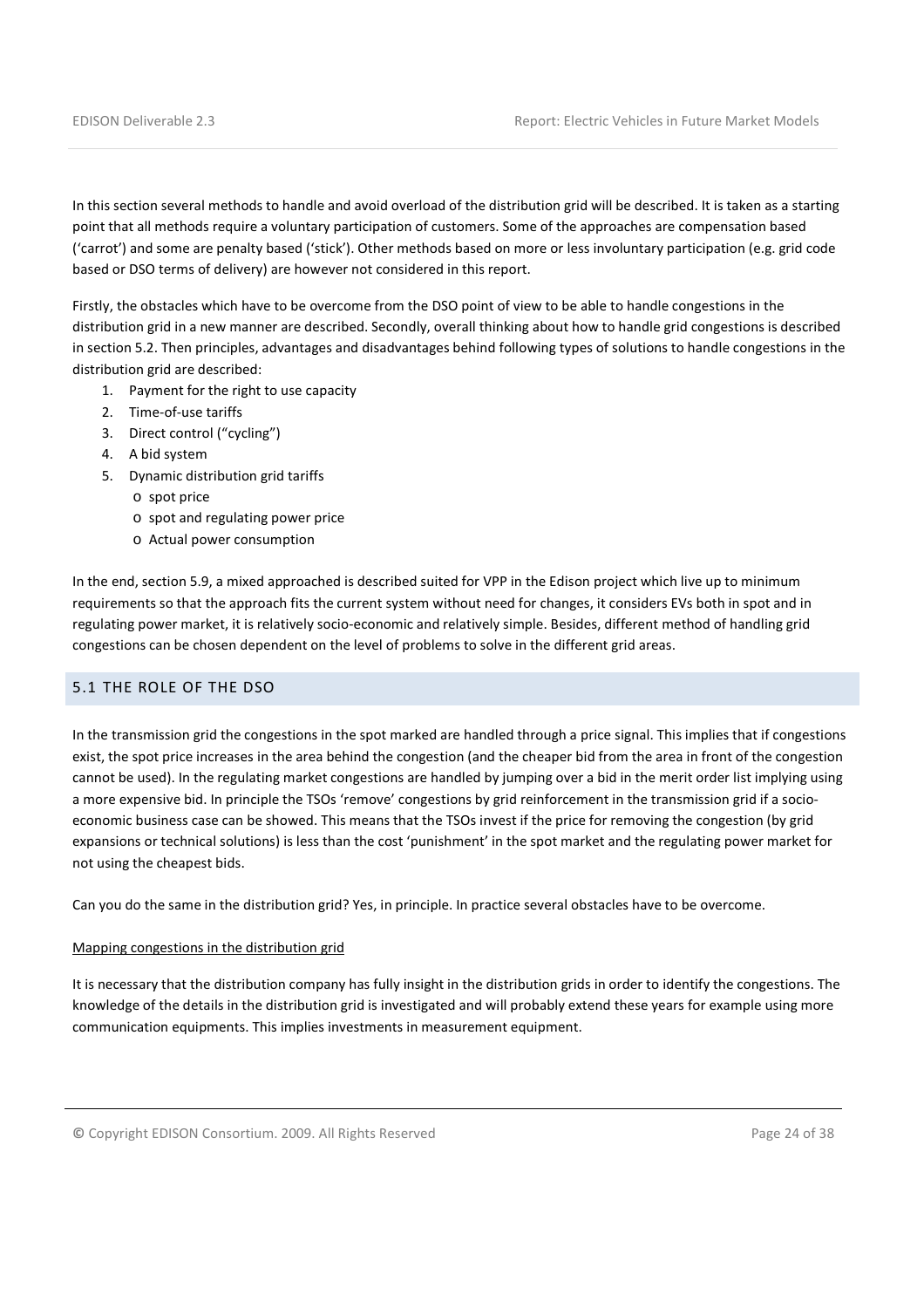In this section several methods to handle and avoid overload of the distribution grid will be described. It is taken as a starting point that all methods require a voluntary participation of customers. Some of the approaches are compensation based ('carrot') and some are penalty based ('stick'). Other methods based on more or less involuntary participation (e.g. grid code based or DSO terms of delivery) are however not considered in this report.

Firstly, the obstacles which have to be overcome from the DSO point of view to be able to handle congestions in the distribution grid in a new manner are described. Secondly, overall thinking about how to handle grid congestions is described in section 5.2. Then principles, advantages and disadvantages behind following types of solutions to handle congestions in the distribution grid are described:

1. Payment for the right to use capacity
2. Time-of-use tariffs
3. Direct control ("cycling")
4. A bid system
5. Dynamic distribution grid tariffs
   - spot price
   - spot and regulating power price
   - Actual power consumption

In the end, section 5.9, a mixed approached is described suited for VPP in the Edison project which live up to minimum requirements so that the approach fits the current system without need for changes, it considers EVs both in spot and in regulating power market, it is relatively socio-economic and relatively simple. Besides, different method of handling grid congestions can be chosen dependent on the level of problems to solve in the different grid areas.

## 5.1 THE ROLE OF THE DSO

In the transmission grid the congestions in the spot marked are handled through a price signal. This implies that if congestions exist, the spot price increases in the area behind the congestion (and the cheaper bid from the area in front of the congestion cannot be used). In the regulating market congestions are handled by jumping over a bid in the merit order list implying using a more expensive bid. In principle the TSOs 'remove' congestions by grid reinforcement in the transmission grid if a socio-economic business case can be showed. This means that the TSOs invest if the price for removing the congestion (by grid expansions or technical solutions) is less than the cost 'punishment' in the spot market and the regulating power market for not using the cheapest bids.

Can you do the same in the distribution grid? Yes, in principle. In practice several obstacles have to be overcome.

Mapping congestions in the distribution grid

It is necessary that the distribution company has fully insight in the distribution grids in order to identify the congestions. The knowledge of the details in the distribution grid is investigated and will probably extend these years for example using more communication equipments. This implies investments in measurement equipment.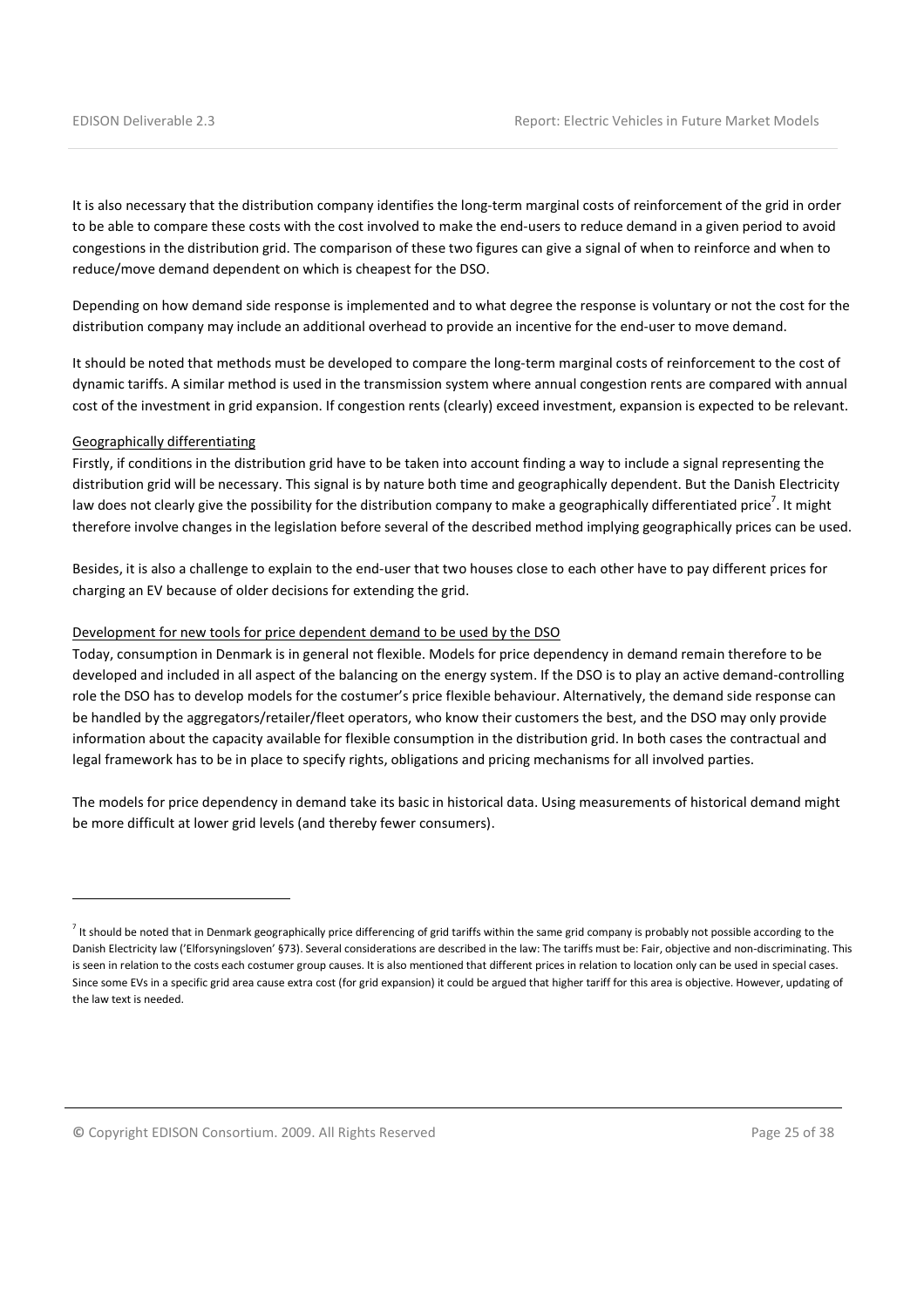It is also necessary that the distribution company identifies the long-term marginal costs of reinforcement of the grid in order to be able to compare these costs with the cost involved to make the end-users to reduce demand in a given period to avoid congestions in the distribution grid. The comparison of these two figures can give a signal of when to reinforce and when to reduce/move demand dependent on which is cheapest for the DSO.

Depending on how demand side response is implemented and to what degree the response is voluntary or not the cost for the distribution company may include an additional overhead to provide an incentive for the end-user to move demand.

It should be noted that methods must be developed to compare the long-term marginal costs of reinforcement to the cost of dynamic tariffs. A similar method is used in the transmission system where annual congestion rents are compared with annual cost of the investment in grid expansion. If congestion rents (clearly) exceed investment, expansion is expected to be relevant.

Geographically differentiating

Firstly, if conditions in the distribution grid have to be taken into account finding a way to include a signal representing the distribution grid will be necessary. This signal is by nature both time and geographically dependent. But the Danish Electricity law does not clearly give the possibility for the distribution company to make a geographically differentiated price[7]. It might therefore involve changes in the legislation before several of the described method implying geographically prices can be used.

Besides, it is also a challenge to explain to the end-user that two houses close to each other have to pay different prices for charging an EV because of older decisions for extending the grid.

Development for new tools for price dependent demand to be used by the DSO

Today, consumption in Denmark is in general not flexible. Models for price dependency in demand remain therefore to be developed and included in all aspect of the balancing on the energy system. If the DSO is to play an active demand-controlling role the DSO has to develop models for the costumer's price flexible behaviour. Alternatively, the demand side response can be handled by the aggregators/retailer/fleet operators, who know their customers the best, and the DSO may only provide information about the capacity available for flexible consumption in the distribution grid. In both cases the contractual and legal framework has to be in place to specify rights, obligations and pricing mechanisms for all involved parties.

The models for price dependency in demand take its basic in historical data. Using measurements of historical demand might be more difficult at lower grid levels (and thereby fewer consumers).

[7] It should be noted that in Denmark geographically price differencing of grid tariffs within the same grid company is probably not possible according to the Danish Electricity law ('Elforsyningsloven' §73). Several considerations are described in the law: The tariffs must be: Fair, objective and non-discriminating. This is seen in relation to the costs each costumer group causes. It is also mentioned that different prices in relation to location only can be used in special cases. Since some EVs in a specific grid area cause extra cost (for grid expansion) it could be argued that higher tariff for this area is objective. However, updating of the law text is needed.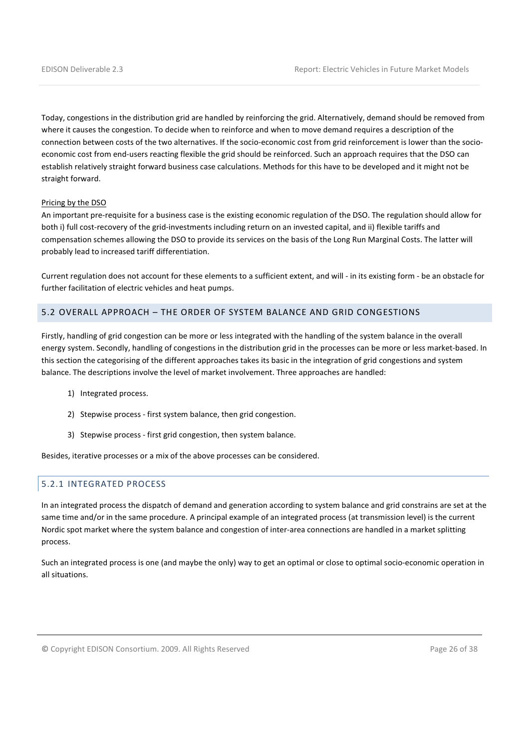Today, congestions in the distribution grid are handled by reinforcing the grid. Alternatively, demand should be removed from where it causes the congestion. To decide when to reinforce and when to move demand requires a description of the connection between costs of the two alternatives. If the socio-economic cost from grid reinforcement is lower than the socio-economic cost from end-users reacting flexible the grid should be reinforced. Such an approach requires that the DSO can establish relatively straight forward business case calculations. Methods for this have to be developed and it might not be straight forward.

Pricing by the DSO

An important pre-requisite for a business case is the existing economic regulation of the DSO. The regulation should allow for both i) full cost-recovery of the grid-investments including return on an invested capital, and ii) flexible tariffs and compensation schemes allowing the DSO to provide its services on the basis of the Long Run Marginal Costs. The latter will probably lead to increased tariff differentiation.

Current regulation does not account for these elements to a sufficient extent, and will - in its existing form - be an obstacle for further facilitation of electric vehicles and heat pumps.

## 5.2 OVERALL APPROACH – THE ORDER OF SYSTEM BALANCE AND GRID CONGESTIONS

Firstly, handling of grid congestion can be more or less integrated with the handling of the system balance in the overall energy system. Secondly, handling of congestions in the distribution grid in the processes can be more or less market-based. In this section the categorising of the different approaches takes its basic in the integration of grid congestions and system balance. The descriptions involve the level of market involvement. Three approaches are handled:

1) Integrated process.
2) Stepwise process - first system balance, then grid congestion.
3) Stepwise process - first grid congestion, then system balance.

Besides, iterative processes or a mix of the above processes can be considered.

### 5.2.1 INTEGRATED PROCESS

In an integrated process the dispatch of demand and generation according to system balance and grid constrains are set at the same time and/or in the same procedure. A principal example of an integrated process (at transmission level) is the current Nordic spot market where the system balance and congestion of inter-area connections are handled in a market splitting process.

Such an integrated process is one (and maybe the only) way to get an optimal or close to optimal socio-economic operation in all situations.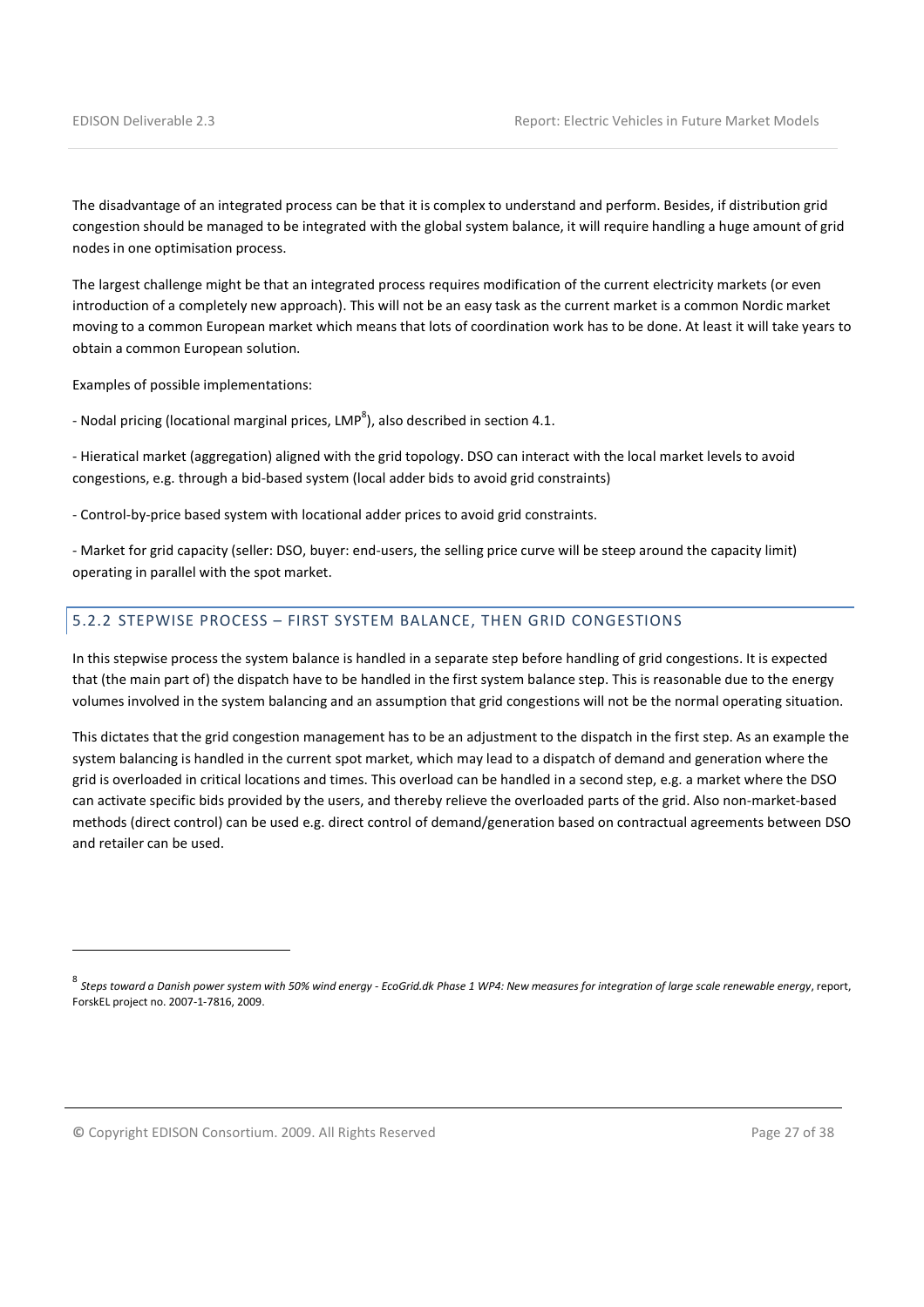The disadvantage of an integrated process can be that it is complex to understand and perform. Besides, if distribution grid congestion should be managed to be integrated with the global system balance, it will require handling a huge amount of grid nodes in one optimisation process.

The largest challenge might be that an integrated process requires modification of the current electricity markets (or even introduction of a completely new approach). This will not be an easy task as the current market is a common Nordic market moving to a common European market which means that lots of coordination work has to be done. At least it will take years to obtain a common European solution.

Examples of possible implementations:

- Nodal pricing (locational marginal prices, LMP[8]), also described in section 4.1.

- Hieratical market (aggregation) aligned with the grid topology. DSO can interact with the local market levels to avoid congestions, e.g. through a bid-based system (local adder bids to avoid grid constraints)

- Control-by-price based system with locational adder prices to avoid grid constraints.

- Market for grid capacity (seller: DSO, buyer: end-users, the selling price curve will be steep around the capacity limit) operating in parallel with the spot market.

### 5.2.2 STEPWISE PROCESS – FIRST SYSTEM BALANCE, THEN GRID CONGESTIONS

In this stepwise process the system balance is handled in a separate step before handling of grid congestions. It is expected that (the main part of) the dispatch have to be handled in the first system balance step. This is reasonable due to the energy volumes involved in the system balancing and an assumption that grid congestions will not be the normal operating situation.

This dictates that the grid congestion management has to be an adjustment to the dispatch in the first step. As an example the system balancing is handled in the current spot market, which may lead to a dispatch of demand and generation where the grid is overloaded in critical locations and times. This overload can be handled in a second step, e.g. a market where the DSO can activate specific bids provided by the users, and thereby relieve the overloaded parts of the grid. Also non-market-based methods (direct control) can be used e.g. direct control of demand/generation based on contractual agreements between DSO and retailer can be used.

---

[8] *Steps toward a Danish power system with 50% wind energy - EcoGrid.dk Phase 1 WP4: New measures for integration of large scale renewable energy*, report, ForskEL project no. 2007-1-7816, 2009.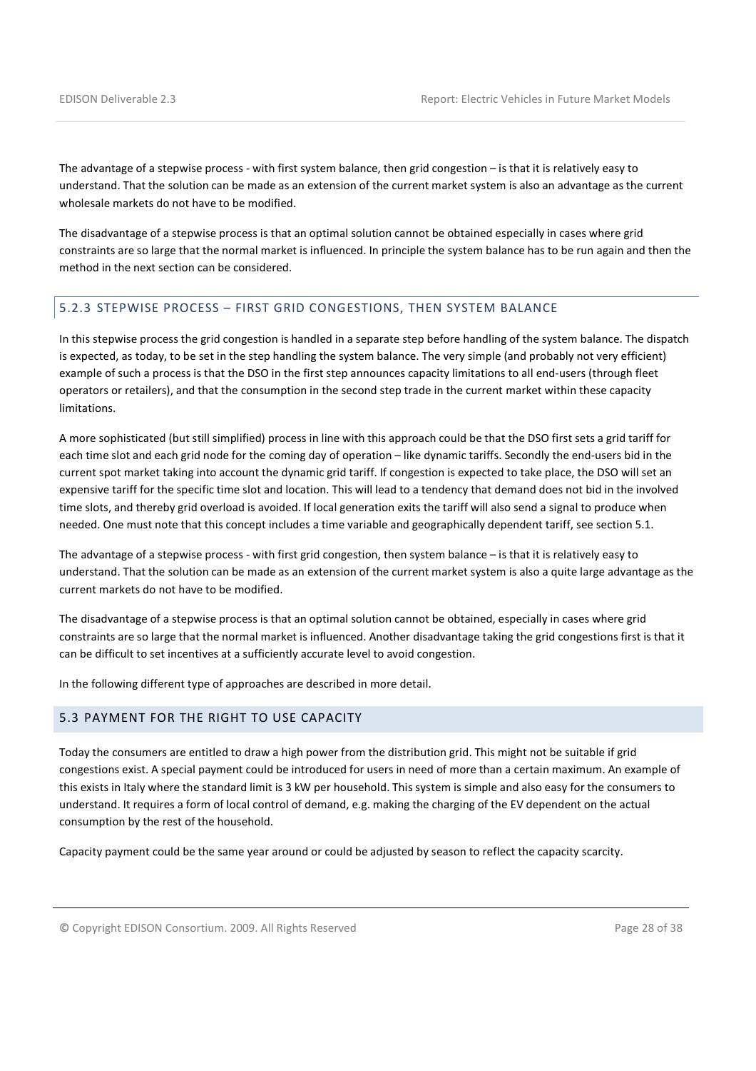The advantage of a stepwise process - with first system balance, then grid congestion – is that it is relatively easy to understand. That the solution can be made as an extension of the current market system is also an advantage as the current wholesale markets do not have to be modified.

The disadvantage of a stepwise process is that an optimal solution cannot be obtained especially in cases where grid constraints are so large that the normal market is influenced. In principle the system balance has to be run again and then the method in the next section can be considered.

### 5.2.3 STEPWISE PROCESS – FIRST GRID CONGESTIONS, THEN SYSTEM BALANCE

In this stepwise process the grid congestion is handled in a separate step before handling of the system balance. The dispatch is expected, as today, to be set in the step handling the system balance. The very simple (and probably not very efficient) example of such a process is that the DSO in the first step announces capacity limitations to all end-users (through fleet operators or retailers), and that the consumption in the second step trade in the current market within these capacity limitations.

A more sophisticated (but still simplified) process in line with this approach could be that the DSO first sets a grid tariff for each time slot and each grid node for the coming day of operation – like dynamic tariffs. Secondly the end-users bid in the current spot market taking into account the dynamic grid tariff. If congestion is expected to take place, the DSO will set an expensive tariff for the specific time slot and location. This will lead to a tendency that demand does not bid in the involved time slots, and thereby grid overload is avoided. If local generation exits the tariff will also send a signal to produce when needed. One must note that this concept includes a time variable and geographically dependent tariff, see section 5.1.

The advantage of a stepwise process - with first grid congestion, then system balance – is that it is relatively easy to understand. That the solution can be made as an extension of the current market system is also a quite large advantage as the current markets do not have to be modified.

The disadvantage of a stepwise process is that an optimal solution cannot be obtained, especially in cases where grid constraints are so large that the normal market is influenced. Another disadvantage taking the grid congestions first is that it can be difficult to set incentives at a sufficiently accurate level to avoid congestion.

In the following different type of approaches are described in more detail.

## 5.3 PAYMENT FOR THE RIGHT TO USE CAPACITY

Today the consumers are entitled to draw a high power from the distribution grid. This might not be suitable if grid congestions exist. A special payment could be introduced for users in need of more than a certain maximum. An example of this exists in Italy where the standard limit is 3 kW per household. This system is simple and also easy for the consumers to understand. It requires a form of local control of demand, e.g. making the charging of the EV dependent on the actual consumption by the rest of the household.

Capacity payment could be the same year around or could be adjusted by season to reflect the capacity scarcity.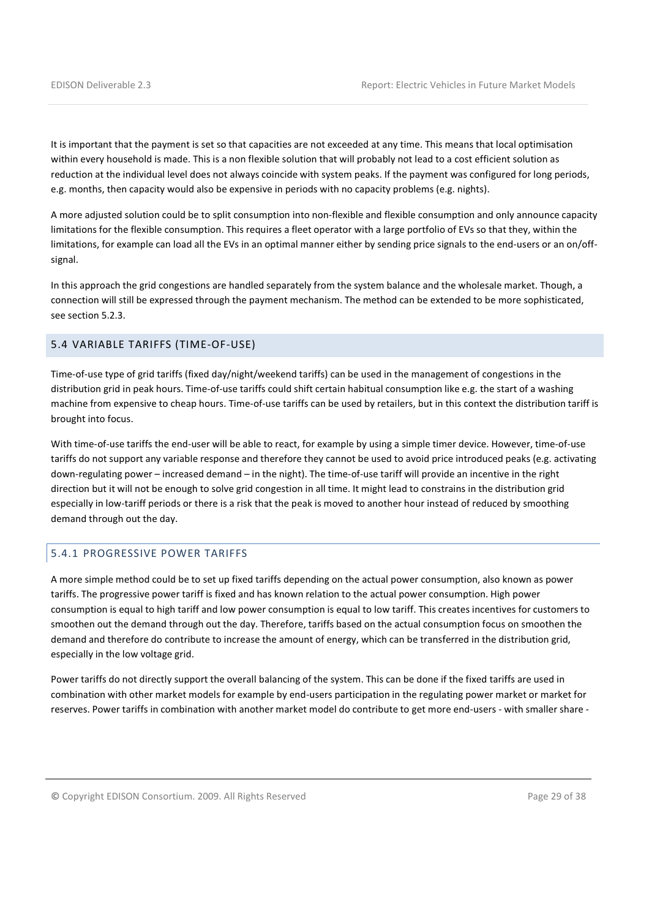It is important that the payment is set so that capacities are not exceeded at any time. This means that local optimisation within every household is made. This is a non flexible solution that will probably not lead to a cost efficient solution as reduction at the individual level does not always coincide with system peaks. If the payment was configured for long periods, e.g. months, then capacity would also be expensive in periods with no capacity problems (e.g. nights).

A more adjusted solution could be to split consumption into non-flexible and flexible consumption and only announce capacity limitations for the flexible consumption. This requires a fleet operator with a large portfolio of EVs so that they, within the limitations, for example can load all the EVs in an optimal manner either by sending price signals to the end-users or an on/off-signal.

In this approach the grid congestions are handled separately from the system balance and the wholesale market. Though, a connection will still be expressed through the payment mechanism. The method can be extended to be more sophisticated, see section 5.2.3.

## 5.4 VARIABLE TARIFFS (TIME-OF-USE)

Time-of-use type of grid tariffs (fixed day/night/weekend tariffs) can be used in the management of congestions in the distribution grid in peak hours. Time-of-use tariffs could shift certain habitual consumption like e.g. the start of a washing machine from expensive to cheap hours. Time-of-use tariffs can be used by retailers, but in this context the distribution tariff is brought into focus.

With time-of-use tariffs the end-user will be able to react, for example by using a simple timer device. However, time-of-use tariffs do not support any variable response and therefore they cannot be used to avoid price introduced peaks (e.g. activating down-regulating power – increased demand – in the night). The time-of-use tariff will provide an incentive in the right direction but it will not be enough to solve grid congestion in all time. It might lead to constrains in the distribution grid especially in low-tariff periods or there is a risk that the peak is moved to another hour instead of reduced by smoothing demand through out the day.

### 5.4.1 PROGRESSIVE POWER TARIFFS

A more simple method could be to set up fixed tariffs depending on the actual power consumption, also known as power tariffs. The progressive power tariff is fixed and has known relation to the actual power consumption. High power consumption is equal to high tariff and low power consumption is equal to low tariff. This creates incentives for customers to smoothen out the demand through out the day. Therefore, tariffs based on the actual consumption focus on smoothen the demand and therefore do contribute to increase the amount of energy, which can be transferred in the distribution grid, especially in the low voltage grid.

Power tariffs do not directly support the overall balancing of the system. This can be done if the fixed tariffs are used in combination with other market models for example by end-users participation in the regulating power market or market for reserves. Power tariffs in combination with another market model do contribute to get more end-users - with smaller share -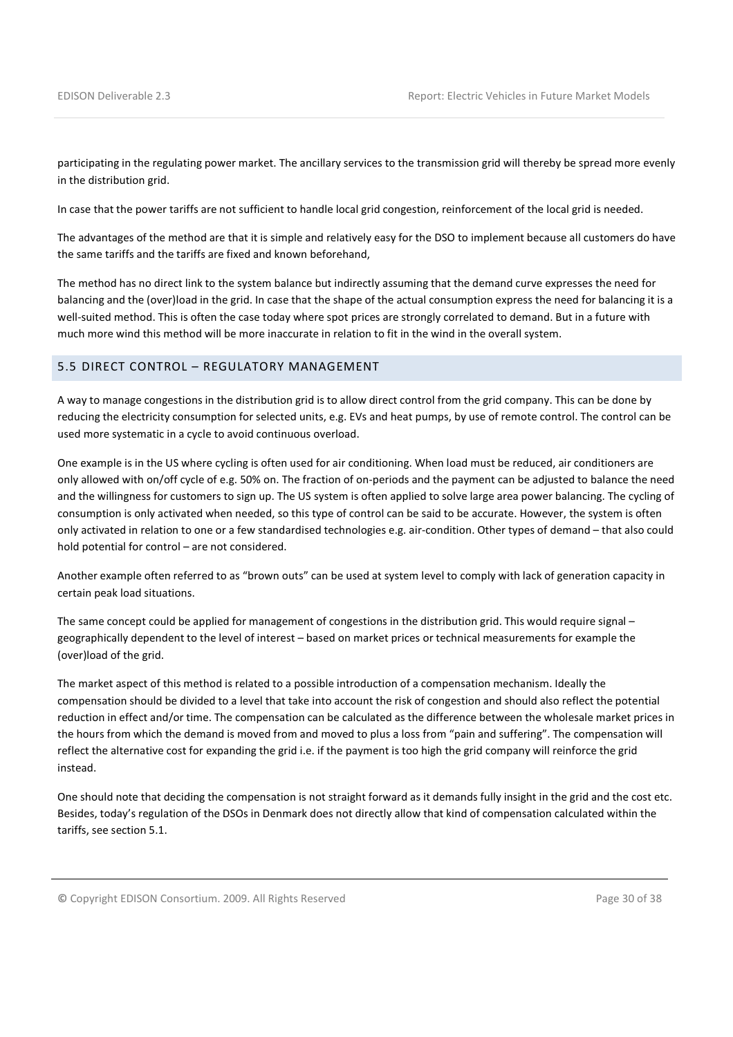participating in the regulating power market. The ancillary services to the transmission grid will thereby be spread more evenly in the distribution grid.

In case that the power tariffs are not sufficient to handle local grid congestion, reinforcement of the local grid is needed.

The advantages of the method are that it is simple and relatively easy for the DSO to implement because all customers do have the same tariffs and the tariffs are fixed and known beforehand,

The method has no direct link to the system balance but indirectly assuming that the demand curve expresses the need for balancing and the (over)load in the grid. In case that the shape of the actual consumption express the need for balancing it is a well-suited method. This is often the case today where spot prices are strongly correlated to demand. But in a future with much more wind this method will be more inaccurate in relation to fit in the wind in the overall system.

## 5.5 DIRECT CONTROL – REGULATORY MANAGEMENT

A way to manage congestions in the distribution grid is to allow direct control from the grid company. This can be done by reducing the electricity consumption for selected units, e.g. EVs and heat pumps, by use of remote control. The control can be used more systematic in a cycle to avoid continuous overload.

One example is in the US where cycling is often used for air conditioning. When load must be reduced, air conditioners are only allowed with on/off cycle of e.g. 50% on. The fraction of on-periods and the payment can be adjusted to balance the need and the willingness for customers to sign up. The US system is often applied to solve large area power balancing. The cycling of consumption is only activated when needed, so this type of control can be said to be accurate. However, the system is often only activated in relation to one or a few standardised technologies e.g. air-condition. Other types of demand – that also could hold potential for control – are not considered.

Another example often referred to as "brown outs" can be used at system level to comply with lack of generation capacity in certain peak load situations.

The same concept could be applied for management of congestions in the distribution grid. This would require signal – geographically dependent to the level of interest – based on market prices or technical measurements for example the (over)load of the grid.

The market aspect of this method is related to a possible introduction of a compensation mechanism. Ideally the compensation should be divided to a level that take into account the risk of congestion and should also reflect the potential reduction in effect and/or time. The compensation can be calculated as the difference between the wholesale market prices in the hours from which the demand is moved from and moved to plus a loss from "pain and suffering". The compensation will reflect the alternative cost for expanding the grid i.e. if the payment is too high the grid company will reinforce the grid instead.

One should note that deciding the compensation is not straight forward as it demands fully insight in the grid and the cost etc. Besides, today's regulation of the DSOs in Denmark does not directly allow that kind of compensation calculated within the tariffs, see section 5.1.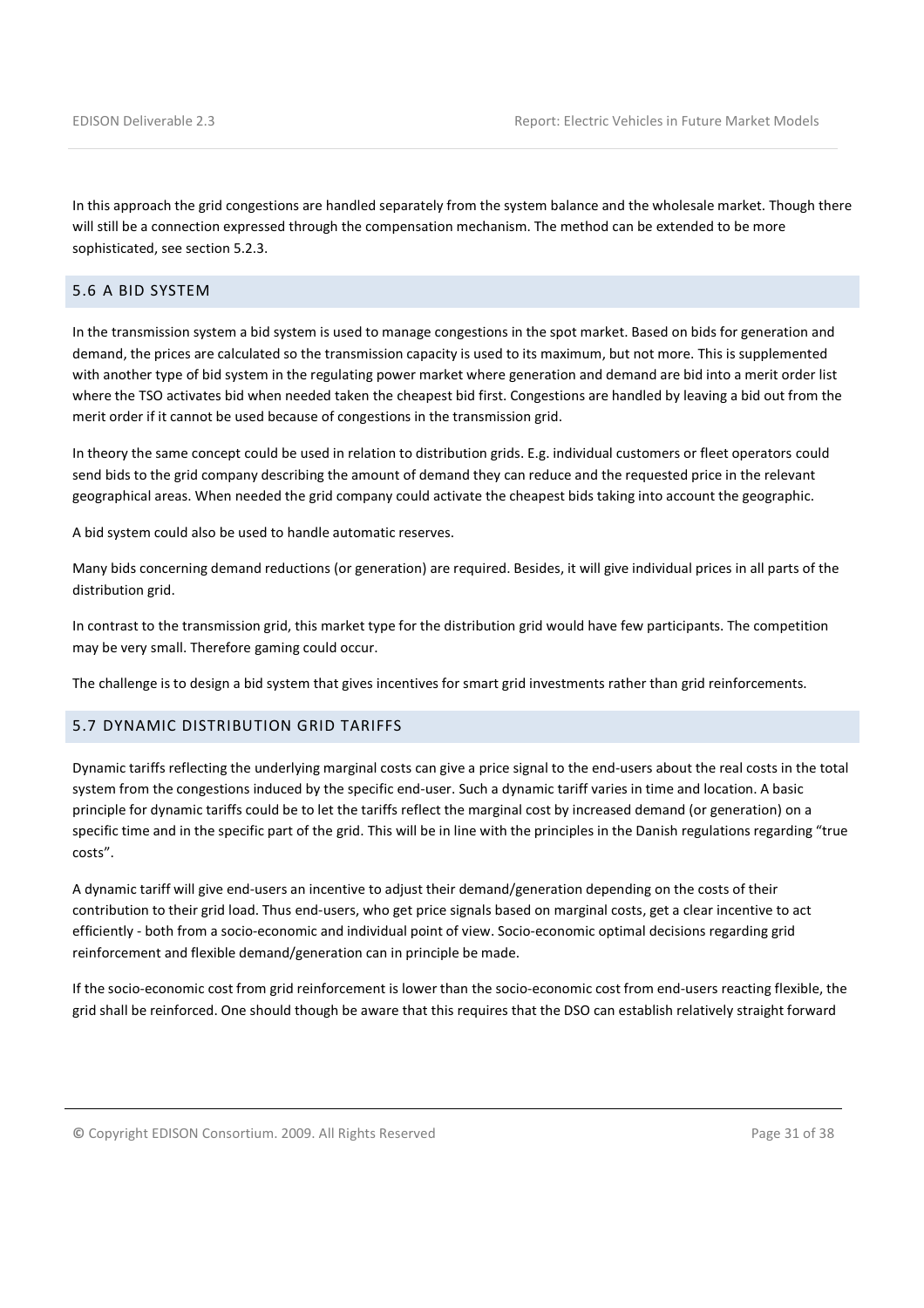In this approach the grid congestions are handled separately from the system balance and the wholesale market. Though there will still be a connection expressed through the compensation mechanism. The method can be extended to be more sophisticated, see section 5.2.3.

## 5.6 A BID SYSTEM

In the transmission system a bid system is used to manage congestions in the spot market. Based on bids for generation and demand, the prices are calculated so the transmission capacity is used to its maximum, but not more. This is supplemented with another type of bid system in the regulating power market where generation and demand are bid into a merit order list where the TSO activates bid when needed taken the cheapest bid first. Congestions are handled by leaving a bid out from the merit order if it cannot be used because of congestions in the transmission grid.

In theory the same concept could be used in relation to distribution grids. E.g. individual customers or fleet operators could send bids to the grid company describing the amount of demand they can reduce and the requested price in the relevant geographical areas. When needed the grid company could activate the cheapest bids taking into account the geographic.

A bid system could also be used to handle automatic reserves.

Many bids concerning demand reductions (or generation) are required. Besides, it will give individual prices in all parts of the distribution grid.

In contrast to the transmission grid, this market type for the distribution grid would have few participants. The competition may be very small. Therefore gaming could occur.

The challenge is to design a bid system that gives incentives for smart grid investments rather than grid reinforcements.

## 5.7 DYNAMIC DISTRIBUTION GRID TARIFFS

Dynamic tariffs reflecting the underlying marginal costs can give a price signal to the end-users about the real costs in the total system from the congestions induced by the specific end-user. Such a dynamic tariff varies in time and location. A basic principle for dynamic tariffs could be to let the tariffs reflect the marginal cost by increased demand (or generation) on a specific time and in the specific part of the grid. This will be in line with the principles in the Danish regulations regarding "true costs".

A dynamic tariff will give end-users an incentive to adjust their demand/generation depending on the costs of their contribution to their grid load. Thus end-users, who get price signals based on marginal costs, get a clear incentive to act efficiently - both from a socio-economic and individual point of view. Socio-economic optimal decisions regarding grid reinforcement and flexible demand/generation can in principle be made.

If the socio-economic cost from grid reinforcement is lower than the socio-economic cost from end-users reacting flexible, the grid shall be reinforced. One should though be aware that this requires that the DSO can establish relatively straight forward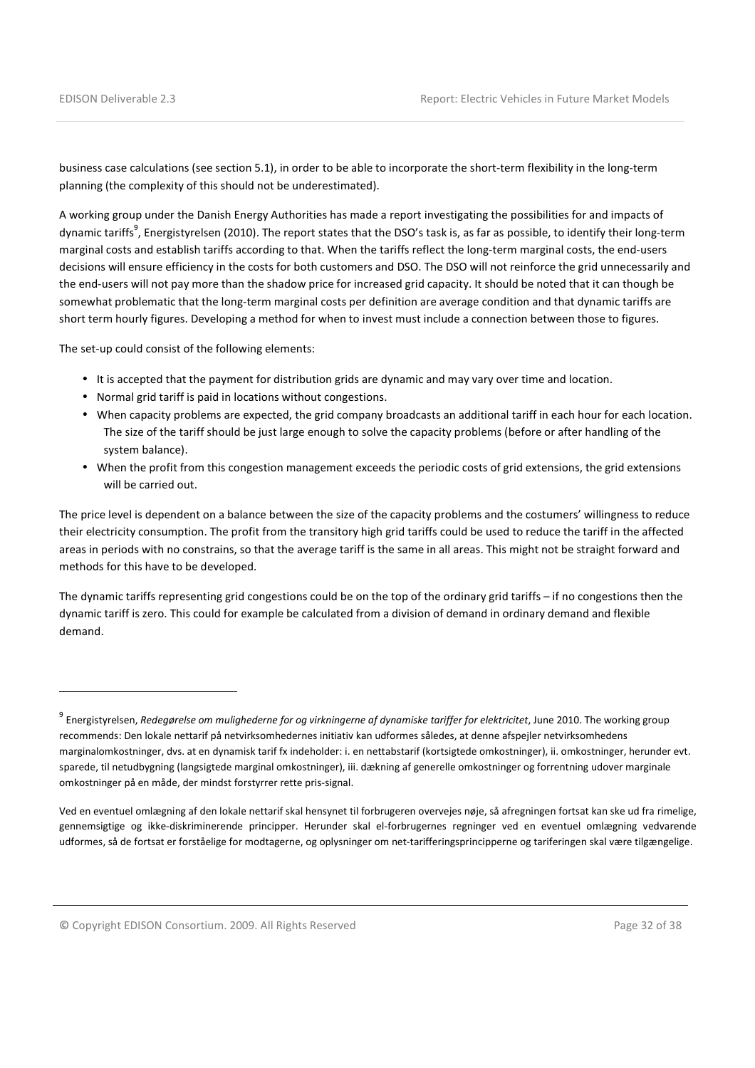business case calculations (see section 5.1), in order to be able to incorporate the short-term flexibility in the long-term planning (the complexity of this should not be underestimated).

A working group under the Danish Energy Authorities has made a report investigating the possibilities for and impacts of dynamic tariffs[9], Energistyrelsen (2010). The report states that the DSO's task is, as far as possible, to identify their long-term marginal costs and establish tariffs according to that. When the tariffs reflect the long-term marginal costs, the end-users decisions will ensure efficiency in the costs for both customers and DSO. The DSO will not reinforce the grid unnecessarily and the end-users will not pay more than the shadow price for increased grid capacity. It should be noted that it can though be somewhat problematic that the long-term marginal costs per definition are average condition and that dynamic tariffs are short term hourly figures. Developing a method for when to invest must include a connection between those to figures.

The set-up could consist of the following elements:

- It is accepted that the payment for distribution grids are dynamic and may vary over time and location.
- Normal grid tariff is paid in locations without congestions.
- When capacity problems are expected, the grid company broadcasts an additional tariff in each hour for each location. The size of the tariff should be just large enough to solve the capacity problems (before or after handling of the system balance).
- When the profit from this congestion management exceeds the periodic costs of grid extensions, the grid extensions will be carried out.

The price level is dependent on a balance between the size of the capacity problems and the costumers' willingness to reduce their electricity consumption. The profit from the transitory high grid tariffs could be used to reduce the tariff in the affected areas in periods with no constrains, so that the average tariff is the same in all areas. This might not be straight forward and methods for this have to be developed.

The dynamic tariffs representing grid congestions could be on the top of the ordinary grid tariffs – if no congestions then the dynamic tariff is zero. This could for example be calculated from a division of demand in ordinary demand and flexible demand.

---

[9] Energistyrelsen, *Redegørelse om mulighederne for og virkningerne af dynamiske tariffer for elektricitet*, June 2010. The working group recommends: Den lokale nettarif på netvirksomhedernes initiativ kan udformes således, at denne afspejler netvirksomhedens marginalomkostninger, dvs. at en dynamisk tarif fx indeholder: i. en nettabstarif (kortsigtede omkostninger), ii. omkostninger, herunder evt. sparede, til netudbygning (langsigtede marginal omkostninger), iii. dækning af generelle omkostninger og forrentning udover marginale omkostninger på en måde, der mindst forstyrrer rette pris-signal.

Ved en eventuel omlægning af den lokale nettarif skal hensynet til forbrugeren overvejes nøje, så afregningen fortsat kan ske ud fra rimelige, gennemsigtige og ikke-diskriminerende principper. Herunder skal el-forbrugernes regninger ved en eventuel omlægning vedvarende udformes, så de fortsat er forståelige for modtagerne, og oplysninger om net-tarifferingsprincipperne og tariferingen skal være tilgængelige.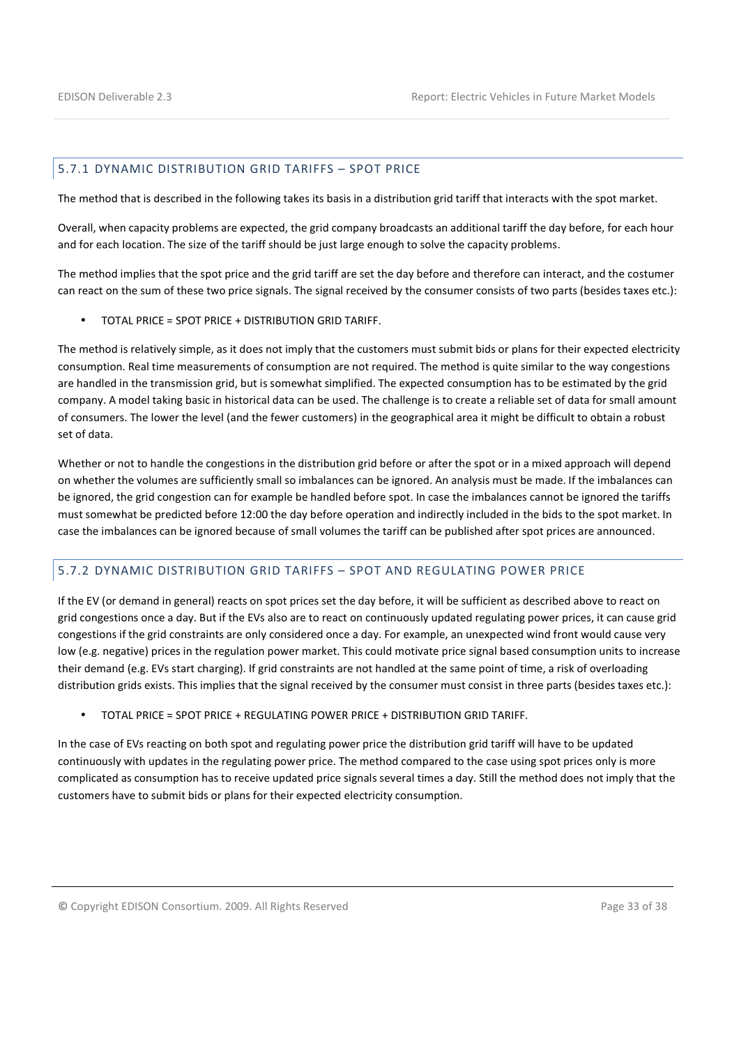### 5.7.1 DYNAMIC DISTRIBUTION GRID TARIFFS – SPOT PRICE

The method that is described in the following takes its basis in a distribution grid tariff that interacts with the spot market.

Overall, when capacity problems are expected, the grid company broadcasts an additional tariff the day before, for each hour and for each location. The size of the tariff should be just large enough to solve the capacity problems.

The method implies that the spot price and the grid tariff are set the day before and therefore can interact, and the costumer can react on the sum of these two price signals. The signal received by the consumer consists of two parts (besides taxes etc.):

- TOTAL PRICE = SPOT PRICE + DISTRIBUTION GRID TARIFF.

The method is relatively simple, as it does not imply that the customers must submit bids or plans for their expected electricity consumption. Real time measurements of consumption are not required. The method is quite similar to the way congestions are handled in the transmission grid, but is somewhat simplified. The expected consumption has to be estimated by the grid company. A model taking basic in historical data can be used. The challenge is to create a reliable set of data for small amount of consumers. The lower the level (and the fewer customers) in the geographical area it might be difficult to obtain a robust set of data.

Whether or not to handle the congestions in the distribution grid before or after the spot or in a mixed approach will depend on whether the volumes are sufficiently small so imbalances can be ignored. An analysis must be made. If the imbalances can be ignored, the grid congestion can for example be handled before spot. In case the imbalances cannot be ignored the tariffs must somewhat be predicted before 12:00 the day before operation and indirectly included in the bids to the spot market. In case the imbalances can be ignored because of small volumes the tariff can be published after spot prices are announced.

### 5.7.2 DYNAMIC DISTRIBUTION GRID TARIFFS – SPOT AND REGULATING POWER PRICE

If the EV (or demand in general) reacts on spot prices set the day before, it will be sufficient as described above to react on grid congestions once a day. But if the EVs also are to react on continuously updated regulating power prices, it can cause grid congestions if the grid constraints are only considered once a day. For example, an unexpected wind front would cause very low (e.g. negative) prices in the regulation power market. This could motivate price signal based consumption units to increase their demand (e.g. EVs start charging). If grid constraints are not handled at the same point of time, a risk of overloading distribution grids exists. This implies that the signal received by the consumer must consist in three parts (besides taxes etc.):

- TOTAL PRICE = SPOT PRICE + REGULATING POWER PRICE + DISTRIBUTION GRID TARIFF.

In the case of EVs reacting on both spot and regulating power price the distribution grid tariff will have to be updated continuously with updates in the regulating power price. The method compared to the case using spot prices only is more complicated as consumption has to receive updated price signals several times a day. Still the method does not imply that the customers have to submit bids or plans for their expected electricity consumption.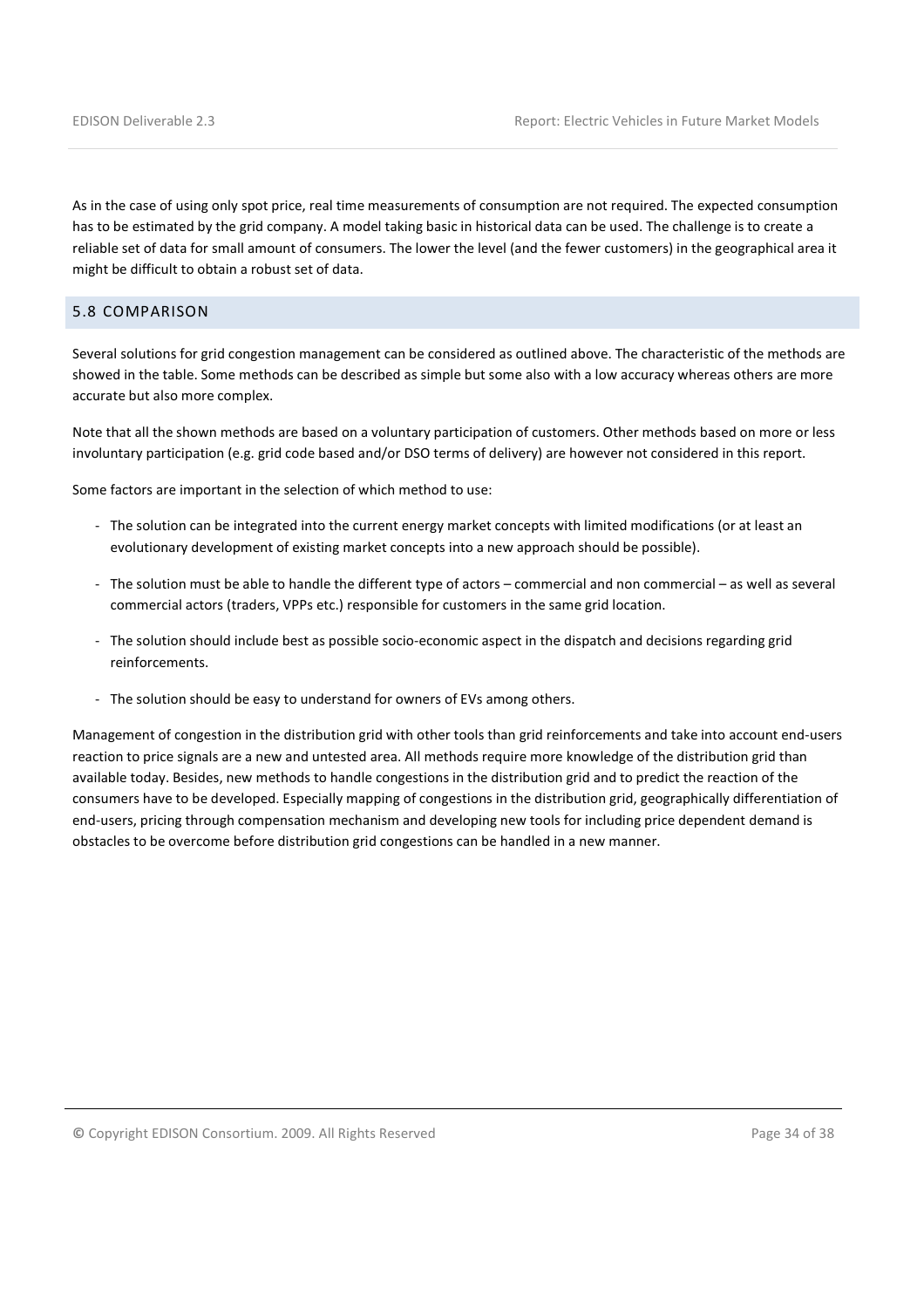As in the case of using only spot price, real time measurements of consumption are not required. The expected consumption has to be estimated by the grid company. A model taking basic in historical data can be used. The challenge is to create a reliable set of data for small amount of consumers. The lower the level (and the fewer customers) in the geographical area it might be difficult to obtain a robust set of data.

## 5.8 COMPARISON

Several solutions for grid congestion management can be considered as outlined above. The characteristic of the methods are showed in the table. Some methods can be described as simple but some also with a low accuracy whereas others are more accurate but also more complex.

Note that all the shown methods are based on a voluntary participation of customers. Other methods based on more or less involuntary participation (e.g. grid code based and/or DSO terms of delivery) are however not considered in this report.

Some factors are important in the selection of which method to use:

- The solution can be integrated into the current energy market concepts with limited modifications (or at least an evolutionary development of existing market concepts into a new approach should be possible).
- The solution must be able to handle the different type of actors – commercial and non commercial – as well as several commercial actors (traders, VPPs etc.) responsible for customers in the same grid location.
- The solution should include best as possible socio-economic aspect in the dispatch and decisions regarding grid reinforcements.
- The solution should be easy to understand for owners of EVs among others.

Management of congestion in the distribution grid with other tools than grid reinforcements and take into account end-users reaction to price signals are a new and untested area. All methods require more knowledge of the distribution grid than available today. Besides, new methods to handle congestions in the distribution grid and to predict the reaction of the consumers have to be developed. Especially mapping of congestions in the distribution grid, geographically differentiation of end-users, pricing through compensation mechanism and developing new tools for including price dependent demand is obstacles to be overcome before distribution grid congestions can be handled in a new manner.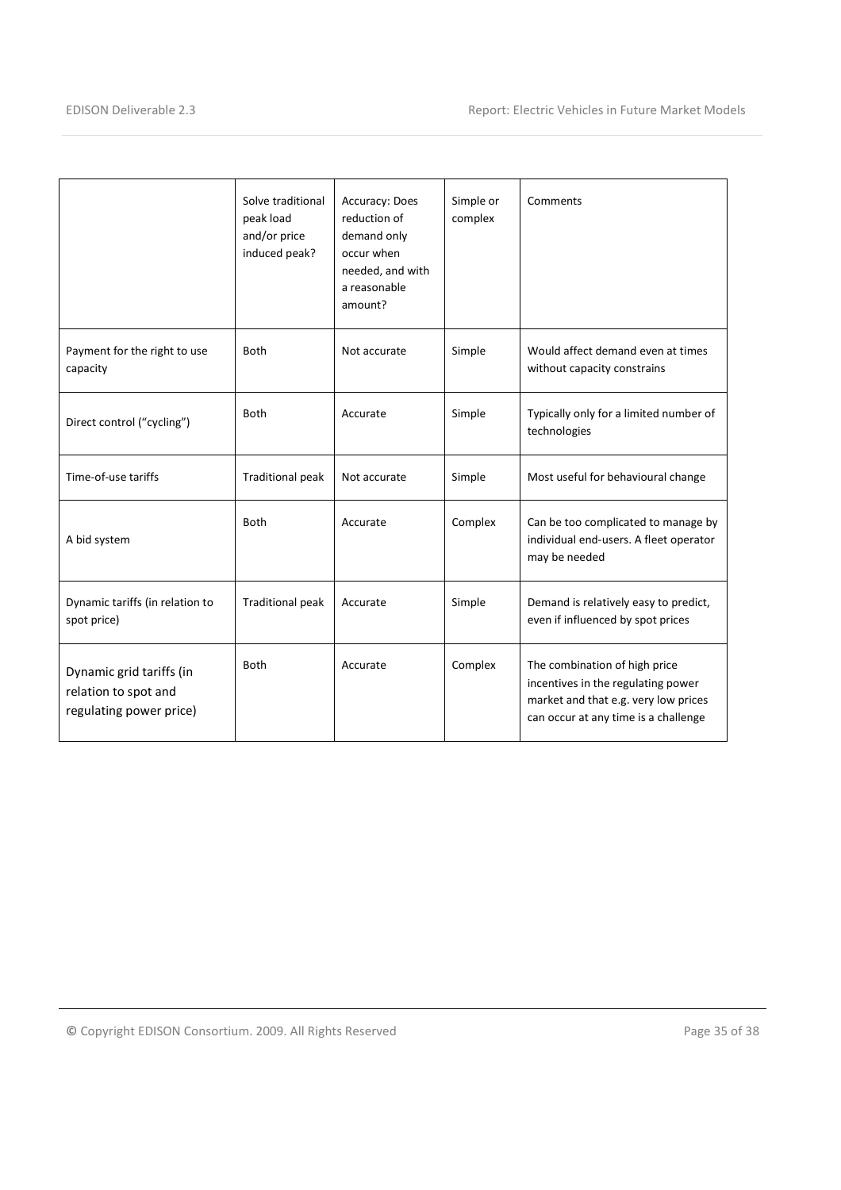| | Solve traditional peak load and/or price induced peak? | Accuracy: Does reduction of demand only occur when needed, and with a reasonable amount? | Simple or complex | Comments |
|---|---|---|---|---|
| Payment for the right to use capacity | Both | Not accurate | Simple | Would affect demand even at times without capacity constrains |
| Direct control ("cycling") | Both | Accurate | Simple | Typically only for a limited number of technologies |
| Time-of-use tariffs | Traditional peak | Not accurate | Simple | Most useful for behavioural change |
| A bid system | Both | Accurate | Complex | Can be too complicated to manage by individual end-users. A fleet operator may be needed |
| Dynamic tariffs (in relation to spot price) | Traditional peak | Accurate | Simple | Demand is relatively easy to predict, even if influenced by spot prices |
| Dynamic grid tariffs (in relation to spot and regulating power price) | Both | Accurate | Complex | The combination of high price incentives in the regulating power market and that e.g. very low prices can occur at any time is a challenge |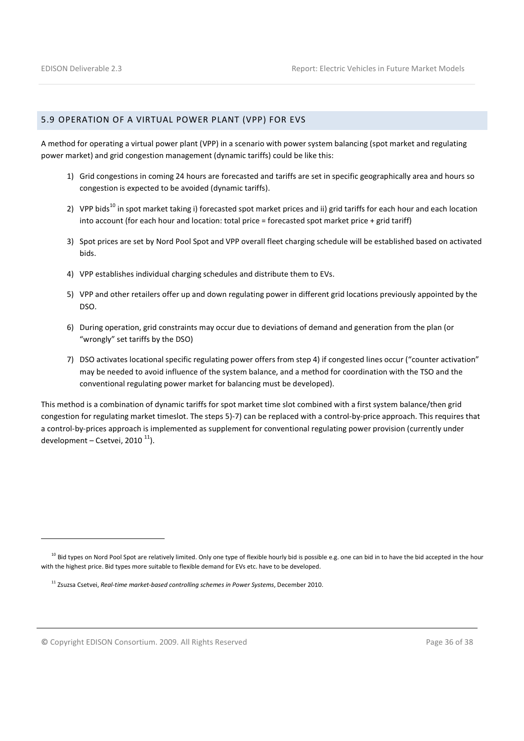## 5.9 OPERATION OF A VIRTUAL POWER PLANT (VPP) FOR EVS

A method for operating a virtual power plant (VPP) in a scenario with power system balancing (spot market and regulating power market) and grid congestion management (dynamic tariffs) could be like this:

1) Grid congestions in coming 24 hours are forecasted and tariffs are set in specific geographically area and hours so congestion is expected to be avoided (dynamic tariffs).

2) VPP bids[10] in spot market taking i) forecasted spot market prices and ii) grid tariffs for each hour and each location into account (for each hour and location: total price = forecasted spot market price + grid tariff)

3) Spot prices are set by Nord Pool Spot and VPP overall fleet charging schedule will be established based on activated bids.

4) VPP establishes individual charging schedules and distribute them to EVs.

5) VPP and other retailers offer up and down regulating power in different grid locations previously appointed by the DSO.

6) During operation, grid constraints may occur due to deviations of demand and generation from the plan (or "wrongly" set tariffs by the DSO)

7) DSO activates locational specific regulating power offers from step 4) if congested lines occur ("counter activation" may be needed to avoid influence of the system balance, and a method for coordination with the TSO and the conventional regulating power market for balancing must be developed).

This method is a combination of dynamic tariffs for spot market time slot combined with a first system balance/then grid congestion for regulating market timeslot. The steps 5)-7) can be replaced with a control-by-price approach. This requires that a control-by-prices approach is implemented as supplement for conventional regulating power provision (currently under development – Csetvei, 2010 [11]).

---

[10] Bid types on Nord Pool Spot are relatively limited. Only one type of flexible hourly bid is possible e.g. one can bid in to have the bid accepted in the hour with the highest price. Bid types more suitable to flexible demand for EVs etc. have to be developed.

[11] Zsuzsa Csetvei, *Real-time market-based controlling schemes in Power Systems*, December 2010.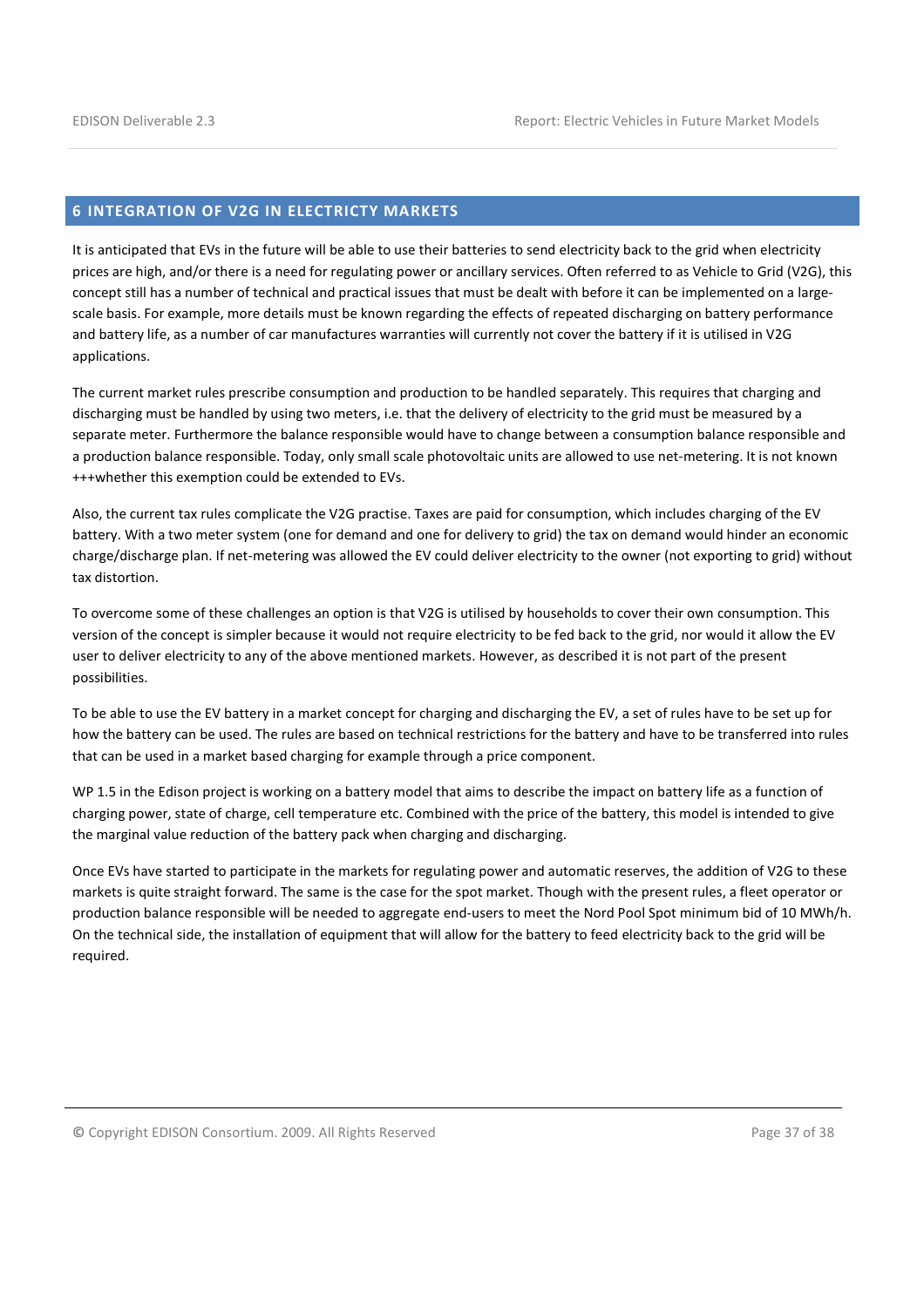# 6 INTEGRATION OF V2G IN ELECTRICTY MARKETS

It is anticipated that EVs in the future will be able to use their batteries to send electricity back to the grid when electricity prices are high, and/or there is a need for regulating power or ancillary services. Often referred to as Vehicle to Grid (V2G), this concept still has a number of technical and practical issues that must be dealt with before it can be implemented on a large-scale basis. For example, more details must be known regarding the effects of repeated discharging on battery performance and battery life, as a number of car manufactures warranties will currently not cover the battery if it is utilised in V2G applications.

The current market rules prescribe consumption and production to be handled separately. This requires that charging and discharging must be handled by using two meters, i.e. that the delivery of electricity to the grid must be measured by a separate meter. Furthermore the balance responsible would have to change between a consumption balance responsible and a production balance responsible. Today, only small scale photovoltaic units are allowed to use net-metering. It is not known +++whether this exemption could be extended to EVs.

Also, the current tax rules complicate the V2G practise. Taxes are paid for consumption, which includes charging of the EV battery. With a two meter system (one for demand and one for delivery to grid) the tax on demand would hinder an economic charge/discharge plan. If net-metering was allowed the EV could deliver electricity to the owner (not exporting to grid) without tax distortion.

To overcome some of these challenges an option is that V2G is utilised by households to cover their own consumption. This version of the concept is simpler because it would not require electricity to be fed back to the grid, nor would it allow the EV user to deliver electricity to any of the above mentioned markets. However, as described it is not part of the present possibilities.

To be able to use the EV battery in a market concept for charging and discharging the EV, a set of rules have to be set up for how the battery can be used. The rules are based on technical restrictions for the battery and have to be transferred into rules that can be used in a market based charging for example through a price component.

WP 1.5 in the Edison project is working on a battery model that aims to describe the impact on battery life as a function of charging power, state of charge, cell temperature etc. Combined with the price of the battery, this model is intended to give the marginal value reduction of the battery pack when charging and discharging.

Once EVs have started to participate in the markets for regulating power and automatic reserves, the addition of V2G to these markets is quite straight forward. The same is the case for the spot market. Though with the present rules, a fleet operator or production balance responsible will be needed to aggregate end-users to meet the Nord Pool Spot minimum bid of 10 MWh/h. On the technical side, the installation of equipment that will allow for the battery to feed electricity back to the grid will be required.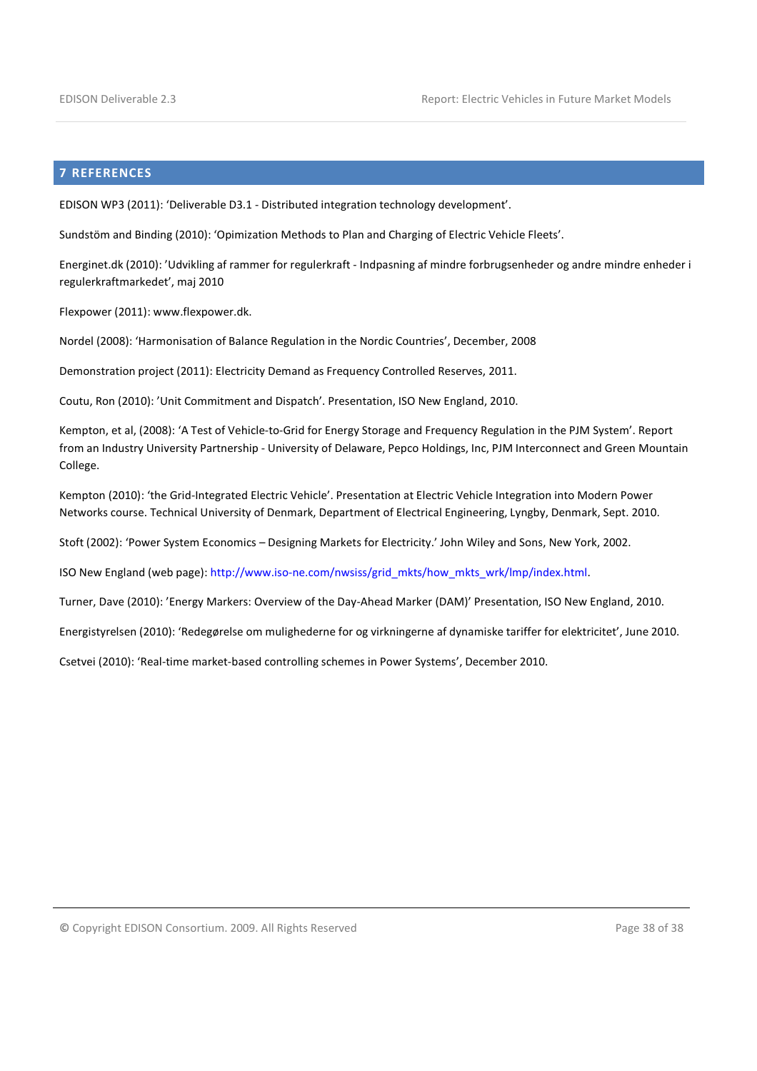# 7 REFERENCES

EDISON WP3 (2011): ‘Deliverable D3.1 - Distributed integration technology development’.

Sundstöm and Binding (2010): ‘Opimization Methods to Plan and Charging of Electric Vehicle Fleets’.

Energinet.dk (2010): ’Udvikling af rammer for regulerkraft - Indpasning af mindre forbrugsenheder og andre mindre enheder i regulerkraftmarkedet’, maj 2010

Flexpower (2011): www.flexpower.dk.

Nordel (2008): ‘Harmonisation of Balance Regulation in the Nordic Countries’, December, 2008

Demonstration project (2011): Electricity Demand as Frequency Controlled Reserves, 2011.

Coutu, Ron (2010): ’Unit Commitment and Dispatch’. Presentation, ISO New England, 2010.

Kempton, et al, (2008): ‘A Test of Vehicle-to-Grid for Energy Storage and Frequency Regulation in the PJM System’. Report from an Industry University Partnership - University of Delaware, Pepco Holdings, Inc, PJM Interconnect and Green Mountain College.

Kempton (2010): ‘the Grid-Integrated Electric Vehicle’. Presentation at Electric Vehicle Integration into Modern Power Networks course. Technical University of Denmark, Department of Electrical Engineering, Lyngby, Denmark, Sept. 2010.

Stoft (2002): ‘Power System Economics – Designing Markets for Electricity.’ John Wiley and Sons, New York, 2002.

ISO New England (web page): http://www.iso-ne.com/nwsiss/grid_mkts/how_mkts_wrk/lmp/index.html.

Turner, Dave (2010): ’Energy Markers: Overview of the Day-Ahead Marker (DAM)’ Presentation, ISO New England, 2010.

Energistyrelsen (2010): ‘Redegørelse om mulighederne for og virkningerne af dynamiske tariffer for elektricitet’, June 2010.

Csetvei (2010): ‘Real-time market-based controlling schemes in Power Systems’, December 2010.